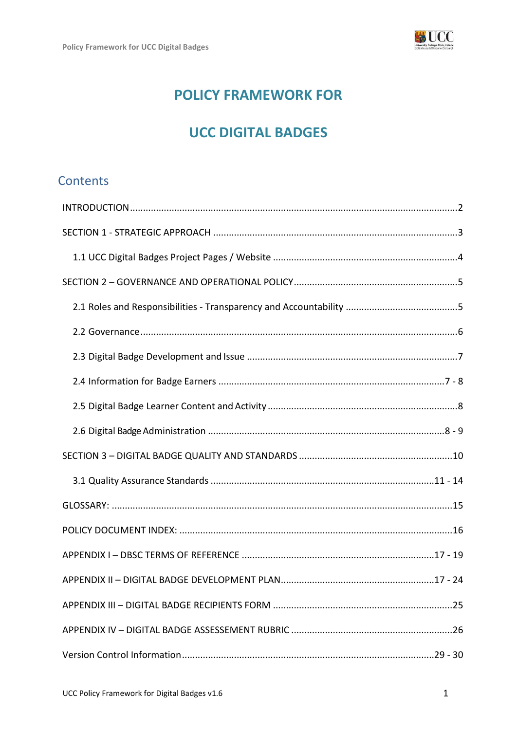# POLICY FRAMEWORK FOR

# UCC DIGITAL BADGES

## Contents

INTRODUCTION ........................................................................................................................2

SECTION 1 - STRATEGIC APPROACH ........................................................................................3

1.1 UCC Digital Badges Project Pages / Website .......................................................................4

SECTION 2 – GOVERNANCE AND OPERATIONAL POLICY ..........................................................5

2.1 Roles and Responsibilities - Transparency and Accountability ............................................5

2.2 Governance ..........................................................................................................................6

2.3 Digital Badge Development and Issue ..................................................................................7

2.4 Information for Badge Earners ........................................................................................7 - 8

2.5 Digital Badge Learner Content and Activity ..........................................................................8

2.6 Digital Badge Administration ...........................................................................................8 - 9

SECTION 3 – DIGITAL BADGE QUALITY AND STANDARDS .......................................................10

3.1 Quality Assurance Standards .......................................................................................11 - 14

GLOSSARY: .............................................................................................................................15

POLICY DOCUMENT INDEX: .....................................................................................................16

APPENDIX I – DBSC TERMS OF REFERENCE ......................................................................17 - 19

APPENDIX II – DIGITAL BADGE DEVELOPMENT PLAN ........................................................17 - 24

APPENDIX III – DIGITAL BADGE RECIPIENTS FORM ..................................................................25

APPENDIX IV – DIGITAL BADGE ASSESSEMENT RUBRIC ...........................................................26

Version Control Information ..............................................................................................29 - 30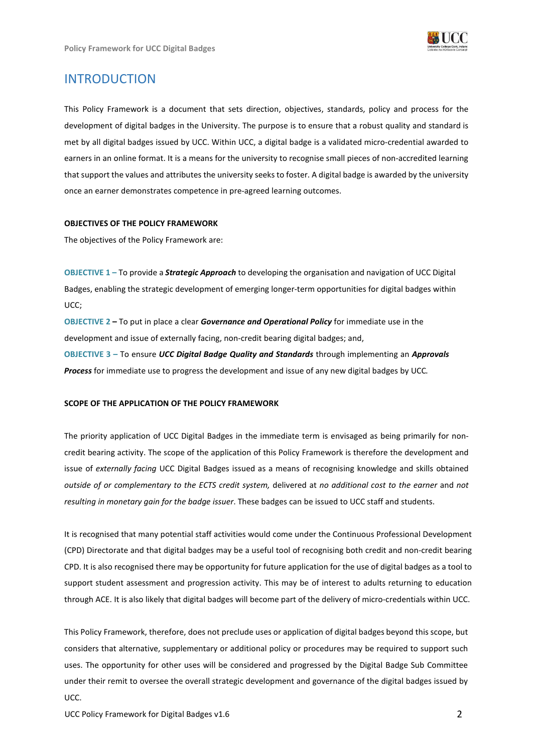# INTRODUCTION

This Policy Framework is a document that sets direction, objectives, standards, policy and process for the development of digital badges in the University. The purpose is to ensure that a robust quality and standard is met by all digital badges issued by UCC. Within UCC, a digital badge is a validated micro-credential awarded to earners in an online format. It is a means for the university to recognise small pieces of non-accredited learning that support the values and attributes the university seeks to foster. A digital badge is awarded by the university once an earner demonstrates competence in pre-agreed learning outcomes.

#### OBJECTIVES OF THE POLICY FRAMEWORK

The objectives of the Policy Framework are:

**OBJECTIVE 1 –** To provide a ***Strategic Approach*** to developing the organisation and navigation of UCC Digital Badges, enabling the strategic development of emerging longer-term opportunities for digital badges within UCC;

**OBJECTIVE 2 –** To put in place a clear ***Governance and Operational Policy*** for immediate use in the development and issue of externally facing, non-credit bearing digital badges; and,

**OBJECTIVE 3 –** To ensure ***UCC Digital Badge Quality and Standards*** through implementing an ***Approvals Process*** for immediate use to progress the development and issue of any new digital badges by UCC.

#### SCOPE OF THE APPLICATION OF THE POLICY FRAMEWORK

The priority application of UCC Digital Badges in the immediate term is envisaged as being primarily for non-credit bearing activity. The scope of the application of this Policy Framework is therefore the development and issue of *externally facing* UCC Digital Badges issued as a means of recognising knowledge and skills obtained *outside of or complementary to the ECTS credit system,* delivered at *no additional cost to the earner* and *not resulting in monetary gain for the badge issuer*. These badges can be issued to UCC staff and students.

It is recognised that many potential staff activities would come under the Continuous Professional Development (CPD) Directorate and that digital badges may be a useful tool of recognising both credit and non-credit bearing CPD. It is also recognised there may be opportunity for future application for the use of digital badges as a tool to support student assessment and progression activity. This may be of interest to adults returning to education through ACE. It is also likely that digital badges will become part of the delivery of micro-credentials within UCC.

This Policy Framework, therefore, does not preclude uses or application of digital badges beyond this scope, but considers that alternative, supplementary or additional policy or procedures may be required to support such uses. The opportunity for other uses will be considered and progressed by the Digital Badge Sub Committee under their remit to oversee the overall strategic development and governance of the digital badges issued by UCC.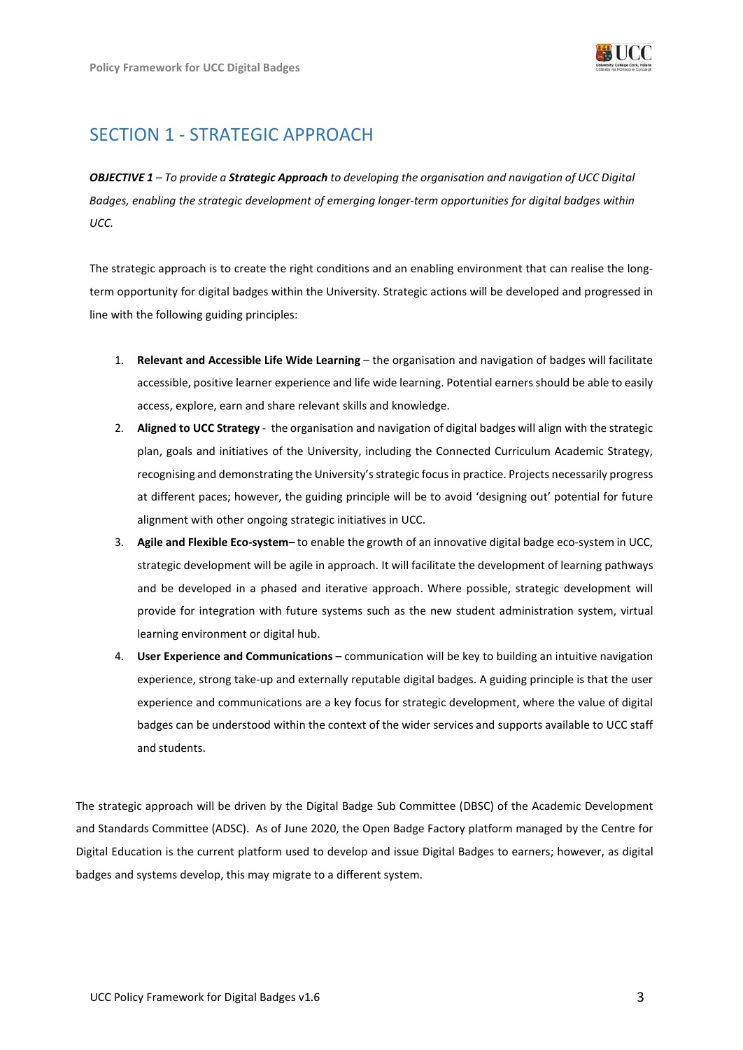# SECTION 1 - STRATEGIC APPROACH

***OBJECTIVE 1** – To provide a **Strategic Approach** to developing the organisation and navigation of UCC Digital Badges, enabling the strategic development of emerging longer-term opportunities for digital badges within UCC.*

The strategic approach is to create the right conditions and an enabling environment that can realise the long-term opportunity for digital badges within the University. Strategic actions will be developed and progressed in line with the following guiding principles:

1. **Relevant and Accessible Life Wide Learning** – the organisation and navigation of badges will facilitate accessible, positive learner experience and life wide learning. Potential earners should be able to easily access, explore, earn and share relevant skills and knowledge.
2. **Aligned to UCC Strategy** - the organisation and navigation of digital badges will align with the strategic plan, goals and initiatives of the University, including the Connected Curriculum Academic Strategy, recognising and demonstrating the University's strategic focus in practice. Projects necessarily progress at different paces; however, the guiding principle will be to avoid 'designing out' potential for future alignment with other ongoing strategic initiatives in UCC.
3. **Agile and Flexible Eco-system–** to enable the growth of an innovative digital badge eco-system in UCC, strategic development will be agile in approach. It will facilitate the development of learning pathways and be developed in a phased and iterative approach. Where possible, strategic development will provide for integration with future systems such as the new student administration system, virtual learning environment or digital hub.
4. **User Experience and Communications –** communication will be key to building an intuitive navigation experience, strong take-up and externally reputable digital badges. A guiding principle is that the user experience and communications are a key focus for strategic development, where the value of digital badges can be understood within the context of the wider services and supports available to UCC staff and students.

The strategic approach will be driven by the Digital Badge Sub Committee (DBSC) of the Academic Development and Standards Committee (ADSC). As of June 2020, the Open Badge Factory platform managed by the Centre for Digital Education is the current platform used to develop and issue Digital Badges to earners; however, as digital badges and systems develop, this may migrate to a different system.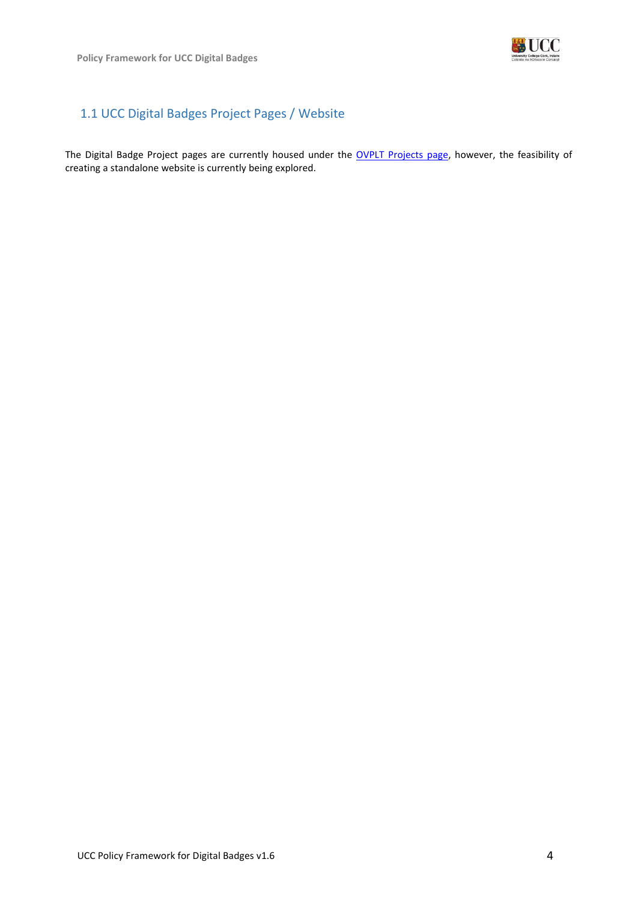## 1.1 UCC Digital Badges Project Pages / Website

The Digital Badge Project pages are currently housed under the OVPLT Projects page, however, the feasibility of creating a standalone website is currently being explored.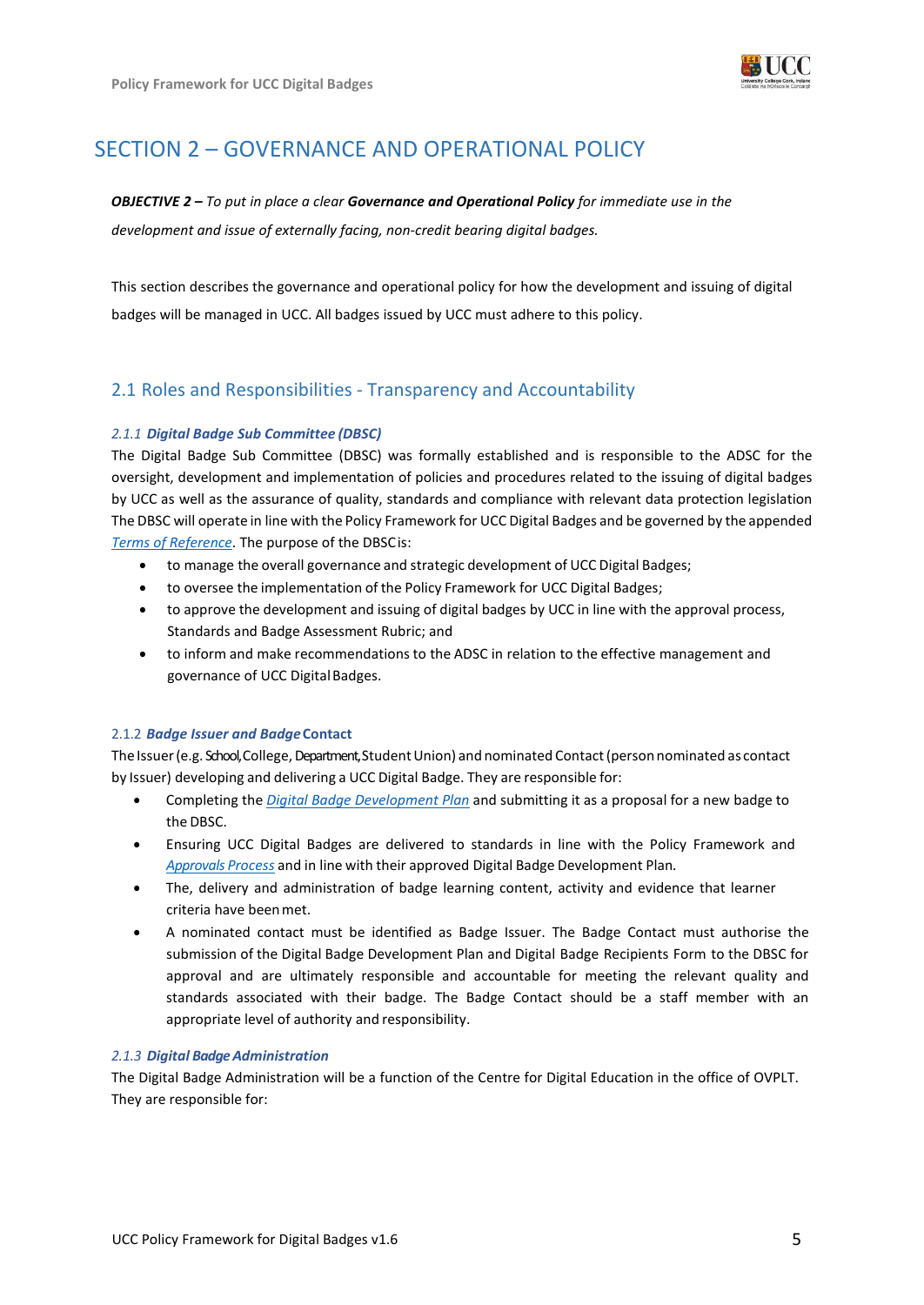# SECTION 2 – GOVERNANCE AND OPERATIONAL POLICY

***OBJECTIVE 2 –*** *To put in place a clear* ***Governance and Operational Policy*** *for immediate use in the development and issue of externally facing, non-credit bearing digital badges.*

This section describes the governance and operational policy for how the development and issuing of digital badges will be managed in UCC. All badges issued by UCC must adhere to this policy.

## 2.1 Roles and Responsibilities - Transparency and Accountability

### *2.1.1* ***Digital Badge Sub Committee (DBSC)***

The Digital Badge Sub Committee (DBSC) was formally established and is responsible to the ADSC for the oversight, development and implementation of policies and procedures related to the issuing of digital badges by UCC as well as the assurance of quality, standards and compliance with relevant data protection legislation The DBSC will operate in line with the Policy Framework for UCC Digital Badges and be governed by the appended *Terms of Reference*. The purpose of the DBSC is:

- to manage the overall governance and strategic development of UCC Digital Badges;
- to oversee the implementation of the Policy Framework for UCC Digital Badges;
- to approve the development and issuing of digital badges by UCC in line with the approval process, Standards and Badge Assessment Rubric; and
- to inform and make recommendations to the ADSC in relation to the effective management and governance of UCC Digital Badges.

### 2.1.2 ***Badge Issuer and Badge*** **Contact**

The Issuer (e.g. School, College, Department, Student Union) and nominated Contact (person nominated as contact by Issuer) developing and delivering a UCC Digital Badge. They are responsible for:

- Completing the *Digital Badge Development Plan* and submitting it as a proposal for a new badge to the DBSC.
- Ensuring UCC Digital Badges are delivered to standards in line with the Policy Framework and *Approvals Process* and in line with their approved Digital Badge Development Plan.
- The, delivery and administration of badge learning content, activity and evidence that learner criteria have been met.
- A nominated contact must be identified as Badge Issuer. The Badge Contact must authorise the submission of the Digital Badge Development Plan and Digital Badge Recipients Form to the DBSC for approval and are ultimately responsible and accountable for meeting the relevant quality and standards associated with their badge. The Badge Contact should be a staff member with an appropriate level of authority and responsibility.

### *2.1.3* ***Digital Badge Administration***

The Digital Badge Administration will be a function of the Centre for Digital Education in the office of OVPLT. They are responsible for: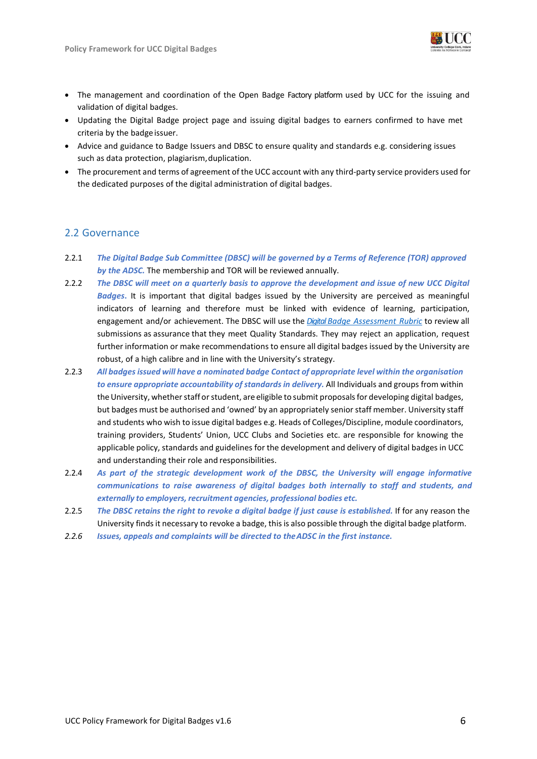- The management and coordination of the Open Badge Factory platform used by UCC for the issuing and validation of digital badges.
- Updating the Digital Badge project page and issuing digital badges to earners confirmed to have met criteria by the badge issuer.
- Advice and guidance to Badge Issuers and DBSC to ensure quality and standards e.g. considering issues such as data protection, plagiarism, duplication.
- The procurement and terms of agreement of the UCC account with any third-party service providers used for the dedicated purposes of the digital administration of digital badges.

## 2.2 Governance

2.2.1 ***The Digital Badge Sub Committee (DBSC) will be governed by a Terms of Reference (TOR) approved by the ADSC.*** The membership and TOR will be reviewed annually.

2.2.2 ***The DBSC will meet on a quarterly basis to approve the development and issue of new UCC Digital Badges.*** It is important that digital badges issued by the University are perceived as meaningful indicators of learning and therefore must be linked with evidence of learning, participation, engagement and/or achievement. The DBSC will use the *Digital Badge Assessment Rubric* to review all submissions as assurance that they meet Quality Standards. They may reject an application, request further information or make recommendations to ensure all digital badges issued by the University are robust, of a high calibre and in line with the University's strategy.

2.2.3 ***All badges issued will have a nominated badge Contact of appropriate level within the organisation to ensure appropriate accountability of standards in delivery.*** All Individuals and groups from within the University, whether staff or student, are eligible to submit proposals for developing digital badges, but badges must be authorised and 'owned' by an appropriately senior staff member. University staff and students who wish to issue digital badges e.g. Heads of Colleges/Discipline, module coordinators, training providers, Students' Union, UCC Clubs and Societies etc. are responsible for knowing the applicable policy, standards and guidelines for the development and delivery of digital badges in UCC and understanding their role and responsibilities.

2.2.4 ***As part of the strategic development work of the DBSC, the University will engage informative communications to raise awareness of digital badges both internally to staff and students, and externally to employers, recruitment agencies, professional bodies etc.***

2.2.5 ***The DBSC retains the right to revoke a digital badge if just cause is established.*** If for any reason the University finds it necessary to revoke a badge, this is also possible through the digital badge platform.

*2.2.6* ***Issues, appeals and complaints will be directed to the ADSC in the first instance.***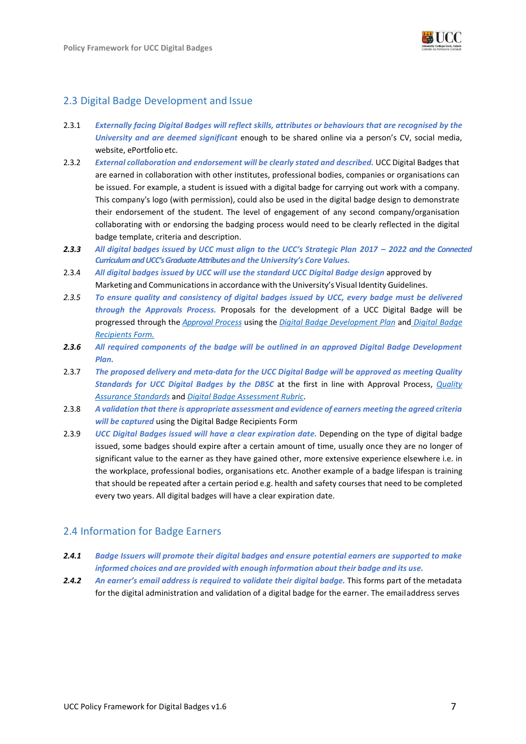## 2.3 Digital Badge Development and Issue

2.3.1 ***Externally facing Digital Badges will reflect skills, attributes or behaviours that are recognised by the University and are deemed significant*** enough to be shared online via a person's CV, social media, website, ePortfolio etc.

2.3.2 ***External collaboration and endorsement will be clearly stated and described.*** UCC Digital Badges that are earned in collaboration with other institutes, professional bodies, companies or organisations can be issued. For example, a student is issued with a digital badge for carrying out work with a company. This company's logo (with permission), could also be used in the digital badge design to demonstrate their endorsement of the student. The level of engagement of any second company/organisation collaborating with or endorsing the badging process would need to be clearly reflected in the digital badge template, criteria and description.

***2.3.3*** ***All digital badges issued by UCC must align to the UCC's Strategic Plan 2017 – 2022 and the Connected Curriculum and UCC's Graduate Attributes and the University's Core Values.***

2.3.4 ***All digital badges issued by UCC will use the standard UCC Digital Badge design*** approved by Marketing and Communications in accordance with the University's Visual Identity Guidelines.

*2.3.5* ***To ensure quality and consistency of digital badges issued by UCC, every badge must be delivered through the Approvals Process.*** Proposals for the development of a UCC Digital Badge will be progressed through the *Approval Process* using the *Digital Badge Development Plan* and *Digital Badge Recipients Form.*

***2.3.6*** ***All required components of the badge will be outlined in an approved Digital Badge Development Plan.***

2.3.7 ***The proposed delivery and meta-data for the UCC Digital Badge will be approved as meeting Quality Standards for UCC Digital Badges by the DBSC*** at the first in line with Approval Process, *Quality Assurance Standards* and *Digital Badge Assessment Rubric*.

2.3.8 ***A validation that there is appropriate assessment and evidence of earners meeting the agreed criteria will be captured*** using the Digital Badge Recipients Form

2.3.9 ***UCC Digital Badges issued will have a clear expiration date.*** Depending on the type of digital badge issued, some badges should expire after a certain amount of time, usually once they are no longer of significant value to the earner as they have gained other, more extensive experience elsewhere i.e. in the workplace, professional bodies, organisations etc. Another example of a badge lifespan is training that should be repeated after a certain period e.g. health and safety courses that need to be completed every two years. All digital badges will have a clear expiration date.

## 2.4 Information for Badge Earners

***2.4.1*** ***Badge Issuers will promote their digital badges and ensure potential earners are supported to make informed choices and are provided with enough information about their badge and its use.***

***2.4.2*** ***An earner's email address is required to validate their digital badge.*** This forms part of the metadata for the digital administration and validation of a digital badge for the earner. The email address serves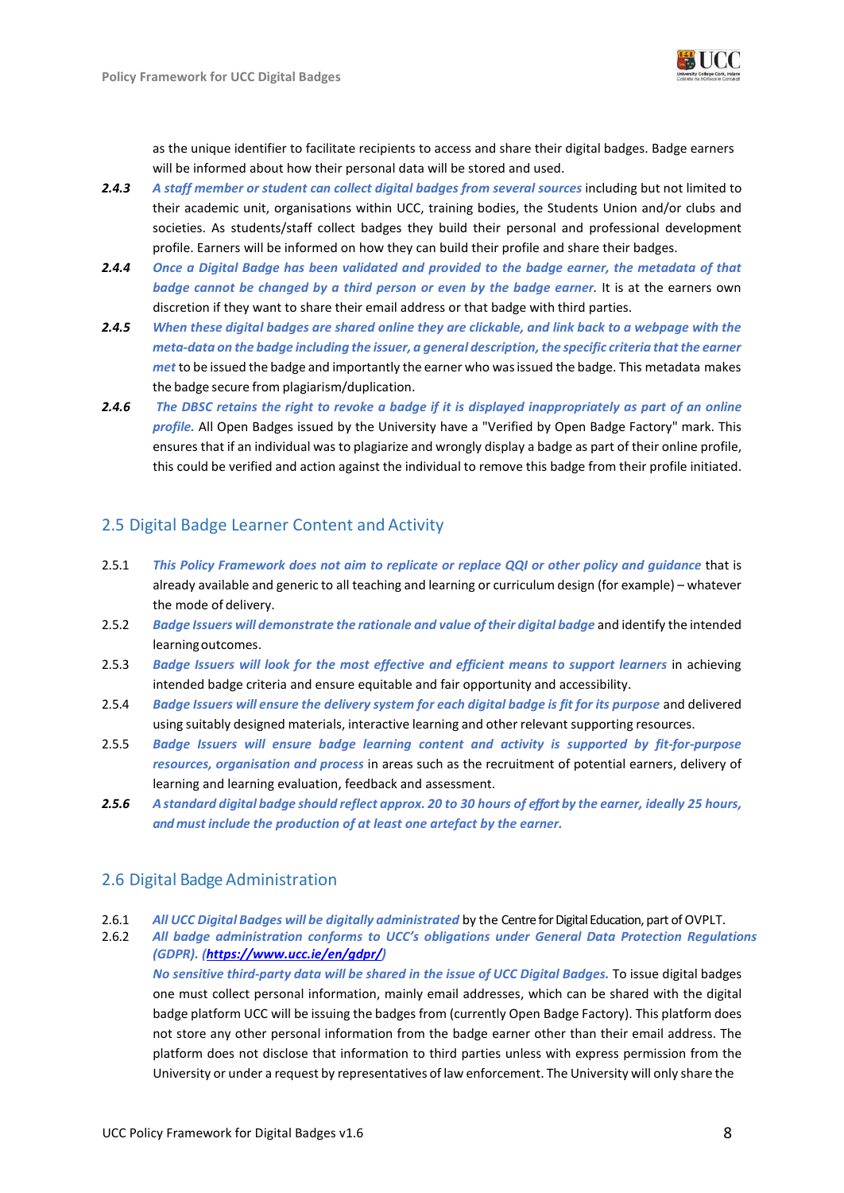as the unique identifier to facilitate recipients to access and share their digital badges. Badge earners will be informed about how their personal data will be stored and used.

**2.4.3** ***A staff member or student can collect digital badges from several sources*** including but not limited to their academic unit, organisations within UCC, training bodies, the Students Union and/or clubs and societies. As students/staff collect badges they build their personal and professional development profile. Earners will be informed on how they can build their profile and share their badges.

**2.4.4** ***Once a Digital Badge has been validated and provided to the badge earner, the metadata of that badge cannot be changed by a third person or even by the badge earner.*** It is at the earners own discretion if they want to share their email address or that badge with third parties.

**2.4.5** ***When these digital badges are shared online they are clickable, and link back to a webpage with the meta-data on the badge including the issuer, a general description, the specific criteria that the earner met*** to be issued the badge and importantly the earner who was issued the badge. This metadata makes the badge secure from plagiarism/duplication.

**2.4.6** ***The DBSC retains the right to revoke a badge if it is displayed inappropriately as part of an online profile.*** All Open Badges issued by the University have a "Verified by Open Badge Factory" mark. This ensures that if an individual was to plagiarize and wrongly display a badge as part of their online profile, this could be verified and action against the individual to remove this badge from their profile initiated.

## 2.5 Digital Badge Learner Content and Activity

2.5.1 ***This Policy Framework does not aim to replicate or replace QQI or other policy and guidance*** that is already available and generic to all teaching and learning or curriculum design (for example) – whatever the mode of delivery.

2.5.2 ***Badge Issuers will demonstrate the rationale and value of their digital badge*** and identify the intended learning outcomes.

2.5.3 ***Badge Issuers will look for the most effective and efficient means to support learners*** in achieving intended badge criteria and ensure equitable and fair opportunity and accessibility.

2.5.4 ***Badge Issuers will ensure the delivery system for each digital badge is fit for its purpose*** and delivered using suitably designed materials, interactive learning and other relevant supporting resources.

2.5.5 ***Badge Issuers will ensure badge learning content and activity is supported by fit-for-purpose resources, organisation and process*** in areas such as the recruitment of potential earners, delivery of learning and learning evaluation, feedback and assessment.

**2.5.6** ***A standard digital badge should reflect approx. 20 to 30 hours of effort by the earner, ideally 25 hours, and must include the production of at least one artefact by the earner.***

## 2.6 Digital Badge Administration

2.6.1 ***All UCC Digital Badges will be digitally administrated*** by the Centre for Digital Education, part of OVPLT.

2.6.2 ***All badge administration conforms to UCC's obligations under General Data Protection Regulations (GDPR). ([https://www.ucc.ie/en/gdpr/](https://www.ucc.ie/en/gdpr/))***

***No sensitive third-party data will be shared in the issue of UCC Digital Badges.*** To issue digital badges one must collect personal information, mainly email addresses, which can be shared with the digital badge platform UCC will be issuing the badges from (currently Open Badge Factory). This platform does not store any other personal information from the badge earner other than their email address. The platform does not disclose that information to third parties unless with express permission from the University or under a request by representatives of law enforcement. The University will only share the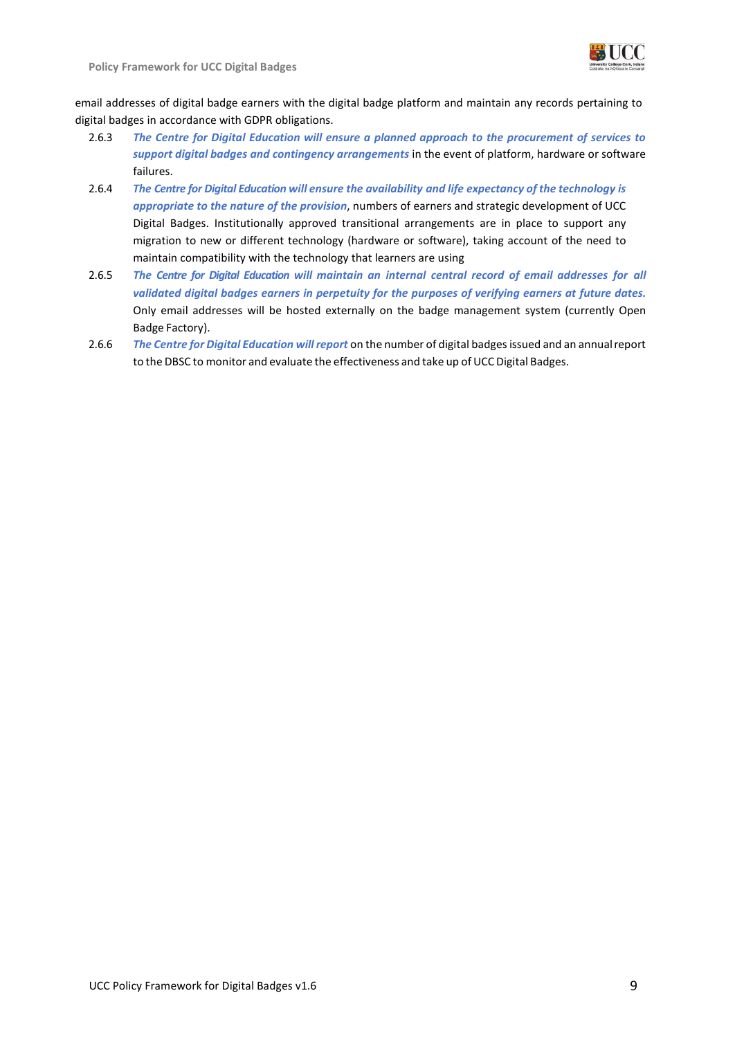email addresses of digital badge earners with the digital badge platform and maintain any records pertaining to digital badges in accordance with GDPR obligations.

2.6.3 ***The Centre for Digital Education will ensure a planned approach to the procurement of services to support digital badges and contingency arrangements*** in the event of platform, hardware or software failures.

2.6.4 ***The Centre for Digital Education will ensure the availability and life expectancy of the technology is appropriate to the nature of the provision***, numbers of earners and strategic development of UCC Digital Badges. Institutionally approved transitional arrangements are in place to support any migration to new or different technology (hardware or software), taking account of the need to maintain compatibility with the technology that learners are using

2.6.5 ***The Centre for Digital Education will maintain an internal central record of email addresses for all validated digital badges earners in perpetuity for the purposes of verifying earners at future dates.*** Only email addresses will be hosted externally on the badge management system (currently Open Badge Factory).

2.6.6 ***The Centre for Digital Education will report*** on the number of digital badges issued and an annual report to the DBSC to monitor and evaluate the effectiveness and take up of UCC Digital Badges.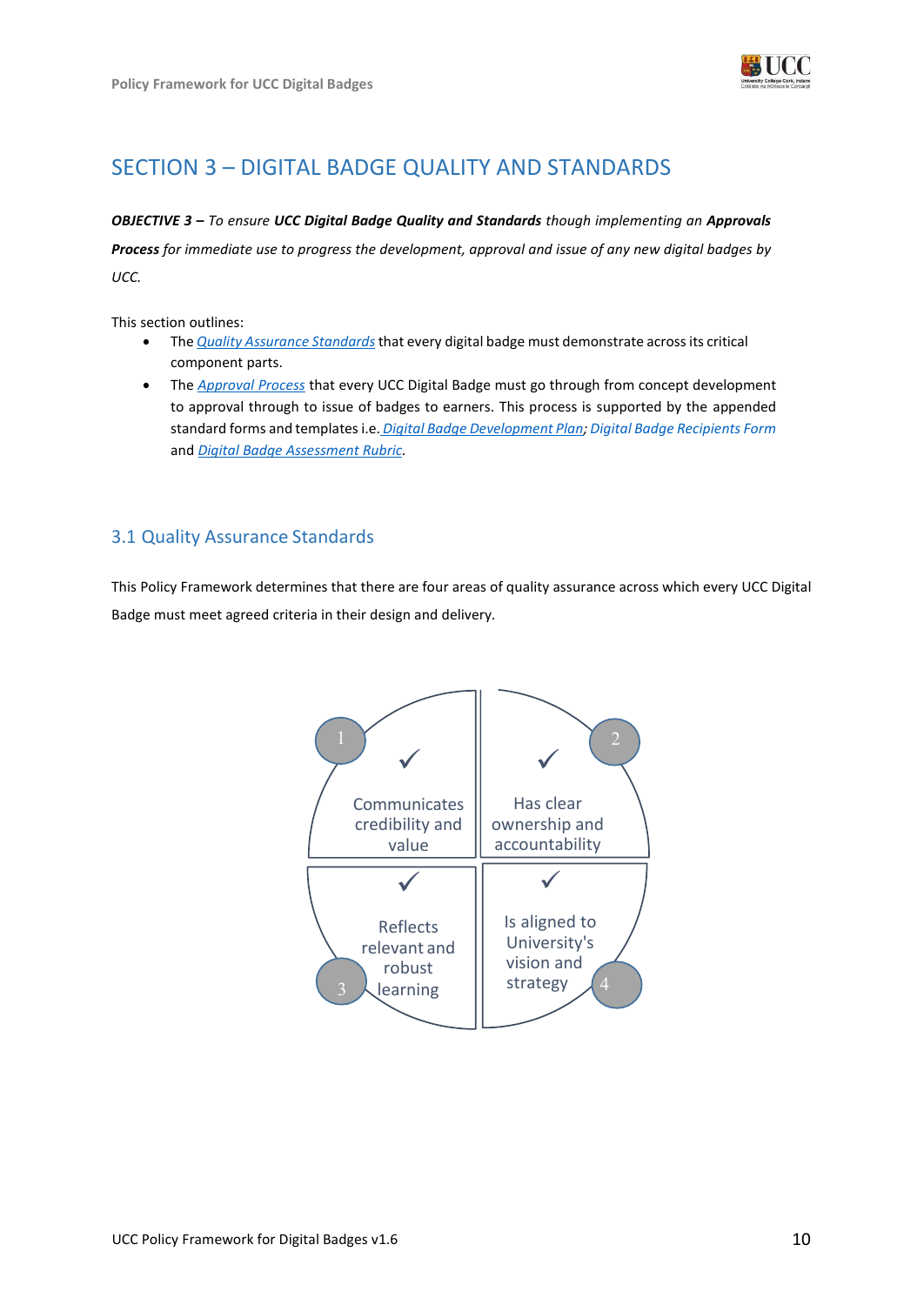# SECTION 3 – DIGITAL BADGE QUALITY AND STANDARDS

***OBJECTIVE 3 –*** *To ensure **UCC Digital Badge Quality and Standards** though implementing an **Approvals Process** for immediate use to progress the development, approval and issue of any new digital badges by UCC.*

This section outlines:

- The *Quality Assurance Standards* that every digital badge must demonstrate across its critical component parts.
- The *Approval Process* that every UCC Digital Badge must go through from concept development to approval through to issue of badges to earners. This process is supported by the appended standard forms and templates i.e. *Digital Badge Development Plan*; *Digital Badge Recipients Form* and *Digital Badge Assessment Rubric*.

## 3.1 Quality Assurance Standards

This Policy Framework determines that there are four areas of quality assurance across which every UCC Digital Badge must meet agreed criteria in their design and delivery.

1. ✓ Communicates credibility and value
2. ✓ Has clear ownership and accountability
3. ✓ Reflects relevant and robust learning
4. ✓ Is aligned to University's vision and strategy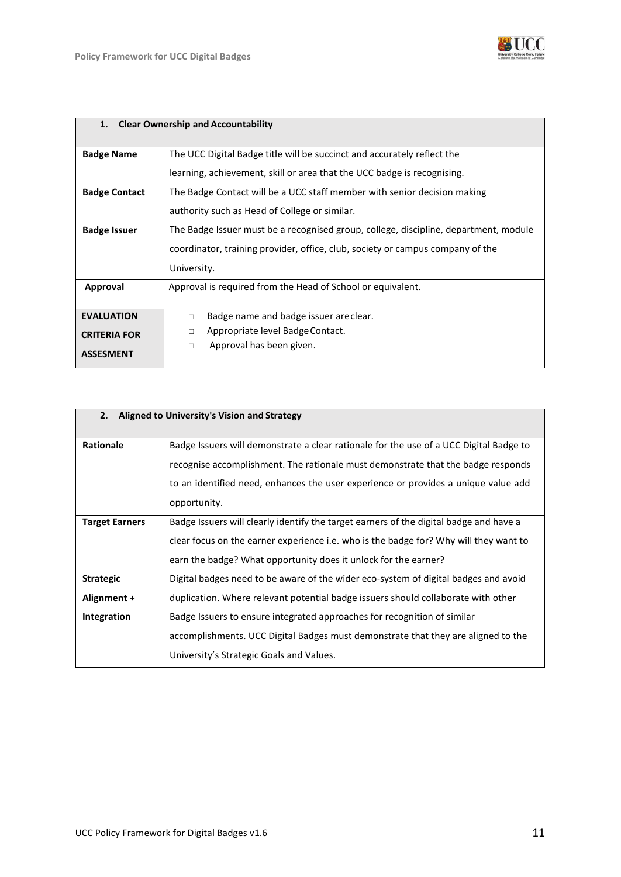| 1. Clear Ownership and Accountability | |
|---|---|
| **Badge Name** | The UCC Digital Badge title will be succinct and accurately reflect the learning, achievement, skill or area that the UCC badge is recognising. |
| **Badge Contact** | The Badge Contact will be a UCC staff member with senior decision making authority such as Head of College or similar. |
| **Badge Issuer** | The Badge Issuer must be a recognised group, college, discipline, department, module coordinator, training provider, office, club, society or campus company of the University. |
| **Approval** | Approval is required from the Head of School or equivalent. |
| **EVALUATION CRITERIA FOR ASSESMENT** | □ Badge name and badge issuer are clear.<br>□ Appropriate level Badge Contact.<br>□ Approval has been given. |

| 2. Aligned to University's Vision and Strategy | |
|---|---|
| **Rationale** | Badge Issuers will demonstrate a clear rationale for the use of a UCC Digital Badge to recognise accomplishment. The rationale must demonstrate that the badge responds to an identified need, enhances the user experience or provides a unique value add opportunity. |
| **Target Earners** | Badge Issuers will clearly identify the target earners of the digital badge and have a clear focus on the earner experience i.e. who is the badge for? Why will they want to earn the badge? What opportunity does it unlock for the earner? |
| **Strategic Alignment + Integration** | Digital badges need to be aware of the wider eco-system of digital badges and avoid duplication. Where relevant potential badge issuers should collaborate with other Badge Issuers to ensure integrated approaches for recognition of similar accomplishments. UCC Digital Badges must demonstrate that they are aligned to the University's Strategic Goals and Values. |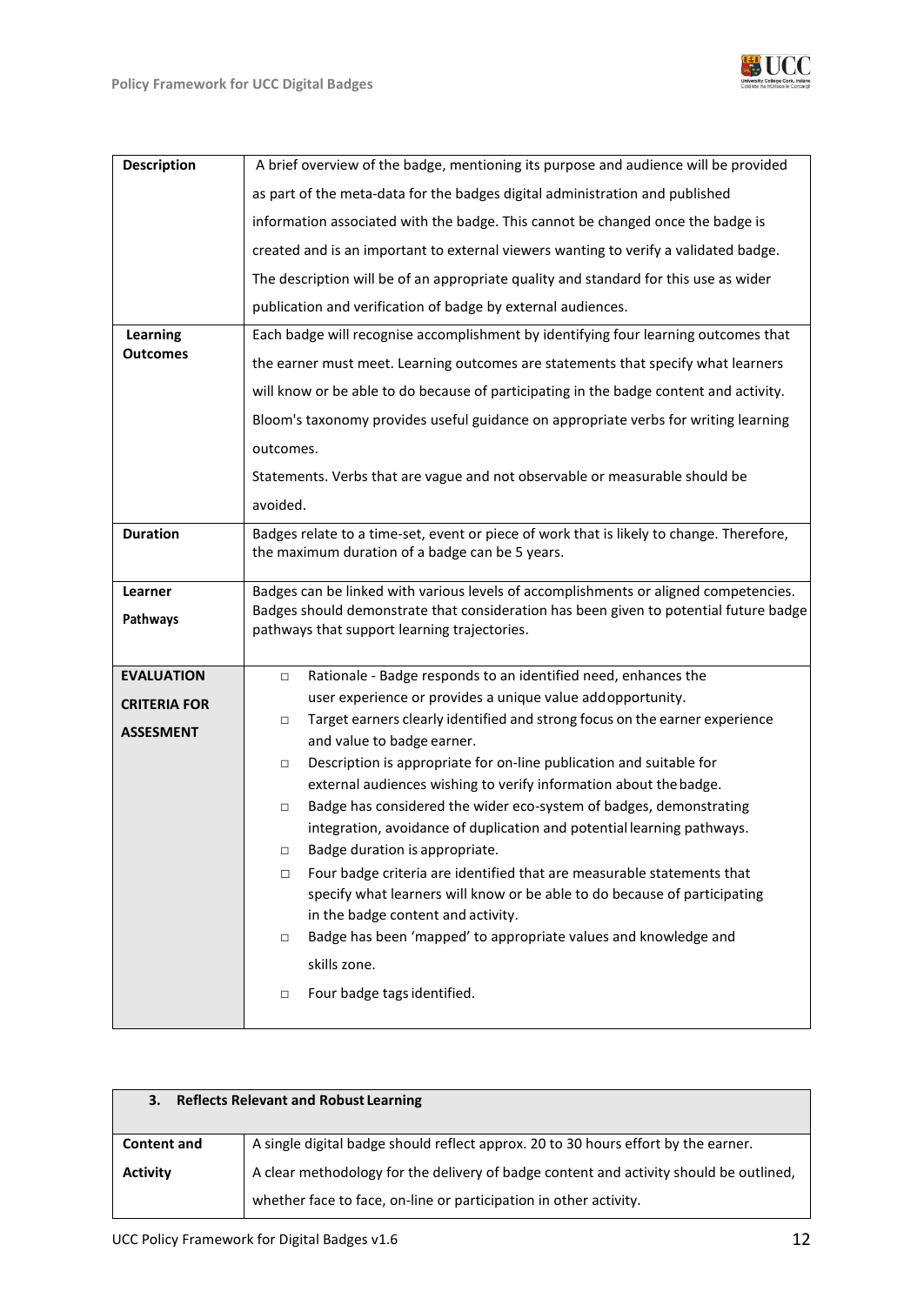| | |
|---|---|
| **Description** | A brief overview of the badge, mentioning its purpose and audience will be provided as part of the meta-data for the badges digital administration and published information associated with the badge. This cannot be changed once the badge is created and is an important to external viewers wanting to verify a validated badge. The description will be of an appropriate quality and standard for this use as wider publication and verification of badge by external audiences. |
| **Learning Outcomes** | Each badge will recognise accomplishment by identifying four learning outcomes that the earner must meet. Learning outcomes are statements that specify what learners will know or be able to do because of participating in the badge content and activity. Bloom's taxonomy provides useful guidance on appropriate verbs for writing learning outcomes.<br>Statements. Verbs that are vague and not observable or measurable should be avoided. |
| **Duration** | Badges relate to a time-set, event or piece of work that is likely to change. Therefore, the maximum duration of a badge can be 5 years. |
| **Learner Pathways** | Badges can be linked with various levels of accomplishments or aligned competencies. Badges should demonstrate that consideration has been given to potential future badge pathways that support learning trajectories. |
| **EVALUATION CRITERIA FOR ASSESMENT** | □ Rationale - Badge responds to an identified need, enhances the user experience or provides a unique value addopportunity.<br>□ Target earners clearly identified and strong focus on the earner experience and value to badge earner.<br>□ Description is appropriate for on-line publication and suitable for external audiences wishing to verify information about the badge.<br>□ Badge has considered the wider eco-system of badges, demonstrating integration, avoidance of duplication and potential learning pathways.<br>□ Badge duration is appropriate.<br>□ Four badge criteria are identified that are measurable statements that specify what learners will know or be able to do because of participating in the badge content and activity.<br>□ Badge has been 'mapped' to appropriate values and knowledge and skills zone.<br>□ Four badge tags identified. |

| **3. Reflects Relevant and Robust Learning** | |
|---|---|
| **Content and Activity** | A single digital badge should reflect approx. 20 to 30 hours effort by the earner.<br>A clear methodology for the delivery of badge content and activity should be outlined, whether face to face, on-line or participation in other activity. |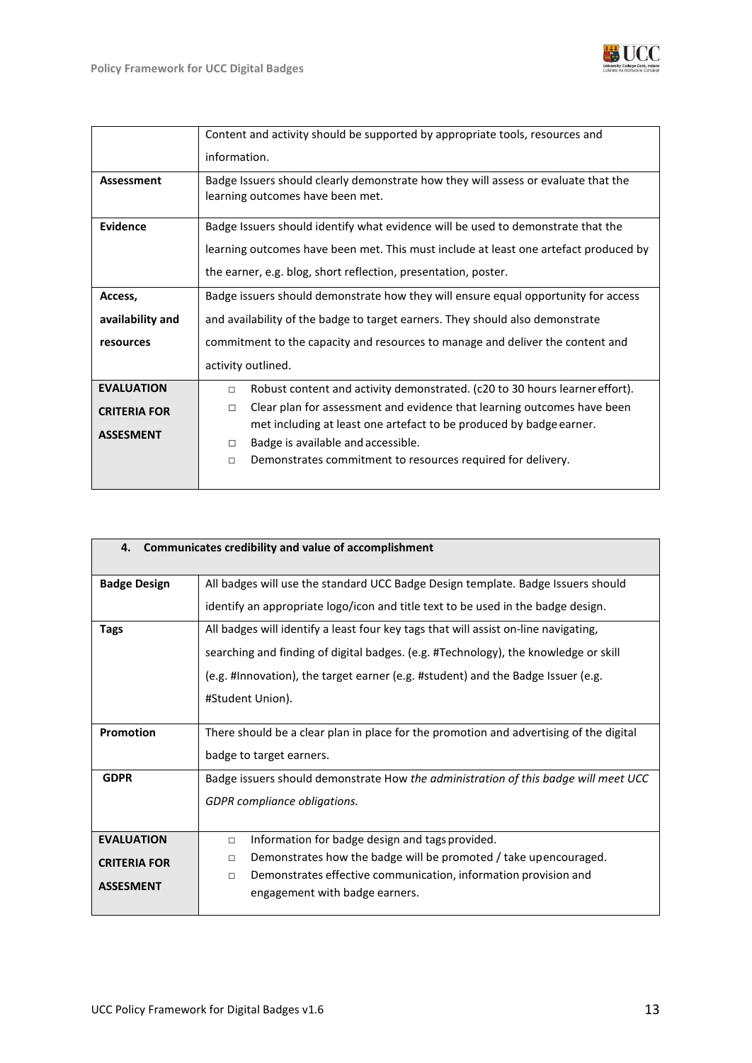| | |
|---|---|
| | Content and activity should be supported by appropriate tools, resources and information. |
| **Assessment** | Badge Issuers should clearly demonstrate how they will assess or evaluate that the learning outcomes have been met. |
| **Evidence** | Badge Issuers should identify what evidence will be used to demonstrate that the learning outcomes have been met. This must include at least one artefact produced by the earner, e.g. blog, short reflection, presentation, poster. |
| **Access, availability and resources** | Badge issuers should demonstrate how they will ensure equal opportunity for access and availability of the badge to target earners. They should also demonstrate commitment to the capacity and resources to manage and deliver the content and activity outlined. |
| **EVALUATION CRITERIA FOR ASSESMENT** | □ Robust content and activity demonstrated. (c20 to 30 hours learner effort).<br>□ Clear plan for assessment and evidence that learning outcomes have been met including at least one artefact to be produced by badge earner.<br>□ Badge is available and accessible.<br>□ Demonstrates commitment to resources required for delivery. |

| **4. Communicates credibility and value of accomplishment** | |
|---|---|
| **Badge Design** | All badges will use the standard UCC Badge Design template. Badge Issuers should identify an appropriate logo/icon and title text to be used in the badge design. |
| **Tags** | All badges will identify a least four key tags that will assist on-line navigating, searching and finding of digital badges. (e.g. #Technology), the knowledge or skill (e.g. #Innovation), the target earner (e.g. #student) and the Badge Issuer (e.g. #Student Union). |
| **Promotion** | There should be a clear plan in place for the promotion and advertising of the digital badge to target earners. |
| **GDPR** | Badge issuers should demonstrate How *the administration of this badge will meet UCC GDPR compliance obligations.* |
| **EVALUATION CRITERIA FOR ASSESMENT** | □ Information for badge design and tags provided.<br>□ Demonstrates how the badge will be promoted / take upencouraged.<br>□ Demonstrates effective communication, information provision and engagement with badge earners. |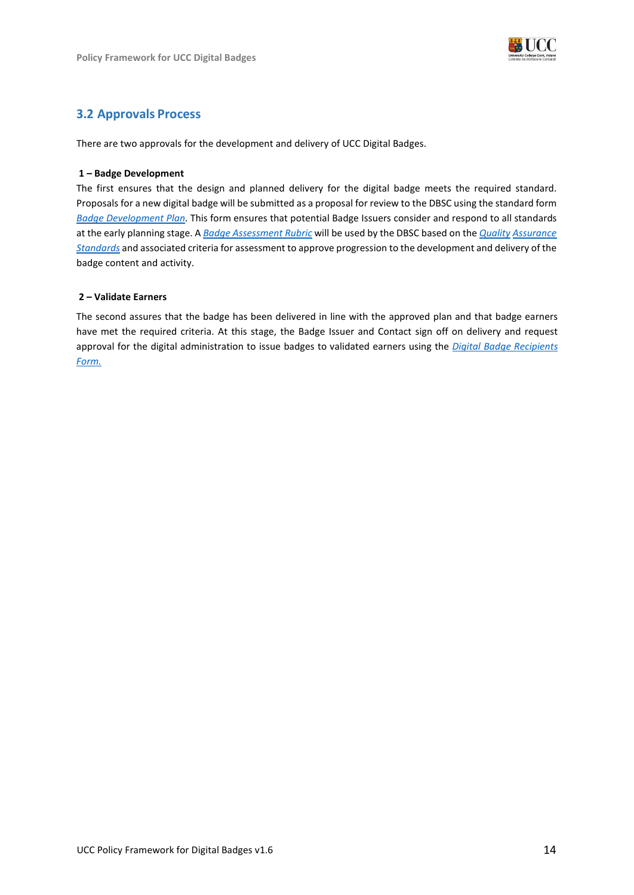## 3.2 Approvals Process

There are two approvals for the development and delivery of UCC Digital Badges.

**1 – Badge Development**

The first ensures that the design and planned delivery for the digital badge meets the required standard. Proposals for a new digital badge will be submitted as a proposal for review to the DBSC using the standard form *Badge Development Plan*. This form ensures that potential Badge Issuers consider and respond to all standards at the early planning stage. A *Badge Assessment Rubric* will be used by the DBSC based on the *Quality Assurance Standards* and associated criteria for assessment to approve progression to the development and delivery of the badge content and activity.

**2 – Validate Earners**

The second assures that the badge has been delivered in line with the approved plan and that badge earners have met the required criteria. At this stage, the Badge Issuer and Contact sign off on delivery and request approval for the digital administration to issue badges to validated earners using the *Digital Badge Recipients Form.*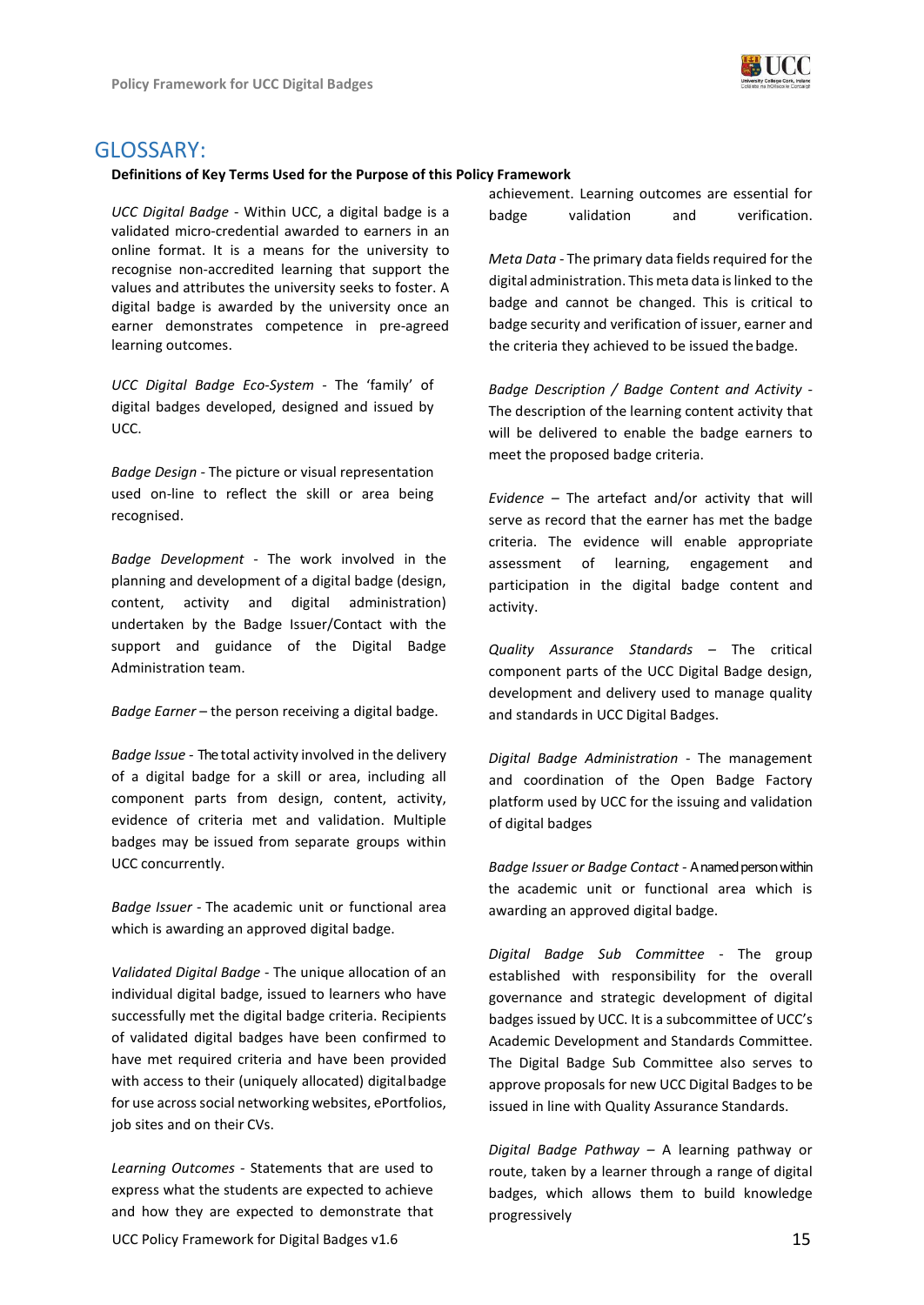# GLOSSARY:

**Definitions of Key Terms Used for the Purpose of this Policy Framework**

*UCC Digital Badge* - Within UCC, a digital badge is a validated micro-credential awarded to earners in an online format. It is a means for the university to recognise non-accredited learning that support the values and attributes the university seeks to foster. A digital badge is awarded by the university once an earner demonstrates competence in pre-agreed learning outcomes.

*UCC Digital Badge Eco-System* - The 'family' of digital badges developed, designed and issued by UCC.

*Badge Design* - The picture or visual representation used on-line to reflect the skill or area being recognised.

*Badge Development* - The work involved in the planning and development of a digital badge (design, content, activity and digital administration) undertaken by the Badge Issuer/Contact with the support and guidance of the Digital Badge Administration team.

*Badge Earner* – the person receiving a digital badge.

*Badge Issue* - The total activity involved in the delivery of a digital badge for a skill or area, including all component parts from design, content, activity, evidence of criteria met and validation. Multiple badges may be issued from separate groups within UCC concurrently.

*Badge Issuer* - The academic unit or functional area which is awarding an approved digital badge.

*Validated Digital Badge* - The unique allocation of an individual digital badge, issued to learners who have successfully met the digital badge criteria. Recipients of validated digital badges have been confirmed to have met required criteria and have been provided with access to their (uniquely allocated) digital badge for use across social networking websites, ePortfolios, job sites and on their CVs.

*Learning Outcomes* - Statements that are used to express what the students are expected to achieve and how they are expected to demonstrate that achievement. Learning outcomes are essential for badge validation and verification.

*Meta Data* - The primary data fields required for the digital administration. This meta data is linked to the badge and cannot be changed. This is critical to badge security and verification of issuer, earner and the criteria they achieved to be issued the badge.

*Badge Description / Badge Content and Activity* - The description of the learning content activity that will be delivered to enable the badge earners to meet the proposed badge criteria.

*Evidence* – The artefact and/or activity that will serve as record that the earner has met the badge criteria. The evidence will enable appropriate assessment of learning, engagement and participation in the digital badge content and activity.

*Quality Assurance Standards* – The critical component parts of the UCC Digital Badge design, development and delivery used to manage quality and standards in UCC Digital Badges.

*Digital Badge Administration* - The management and coordination of the Open Badge Factory platform used by UCC for the issuing and validation of digital badges

*Badge Issuer or Badge Contact* - A named person within the academic unit or functional area which is awarding an approved digital badge.

*Digital Badge Sub Committee* - The group established with responsibility for the overall governance and strategic development of digital badges issued by UCC. It is a subcommittee of UCC's Academic Development and Standards Committee. The Digital Badge Sub Committee also serves to approve proposals for new UCC Digital Badges to be issued in line with Quality Assurance Standards.

*Digital Badge Pathway* – A learning pathway or route, taken by a learner through a range of digital badges, which allows them to build knowledge progressively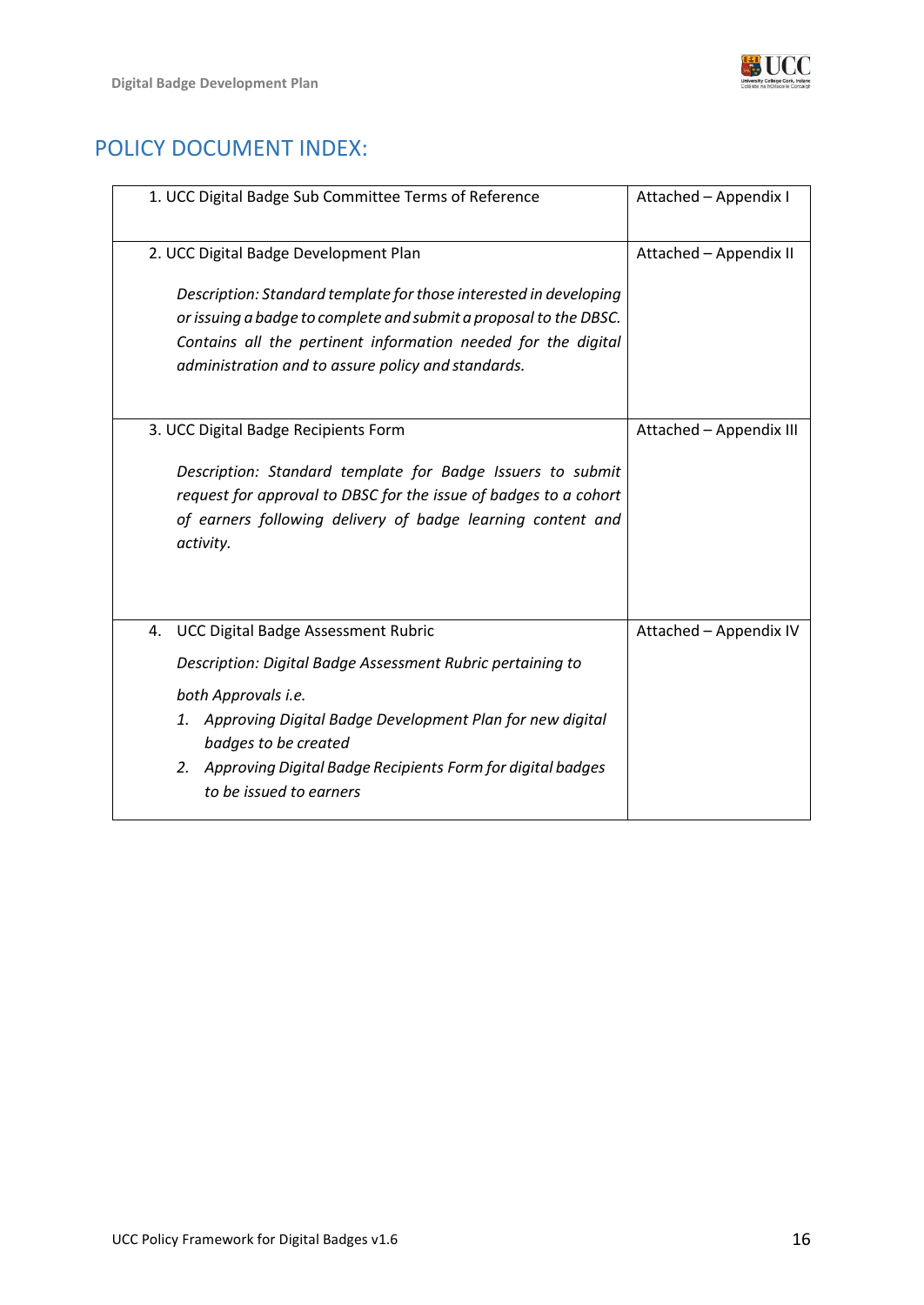## POLICY DOCUMENT INDEX:

| | |
|---|---|
| 1. UCC Digital Badge Sub Committee Terms of Reference | Attached – Appendix I |
| 2. UCC Digital Badge Development Plan<br><br>*Description: Standard template for those interested in developing or issuing a badge to complete and submit a proposal to the DBSC. Contains all the pertinent information needed for the digital administration and to assure policy and standards.* | Attached – Appendix II |
| 3. UCC Digital Badge Recipients Form<br><br>*Description: Standard template for Badge Issuers to submit request for approval to DBSC for the issue of badges to a cohort of earners following delivery of badge learning content and activity.* | Attached – Appendix III |
| 4. UCC Digital Badge Assessment Rubric<br><br>*Description: Digital Badge Assessment Rubric pertaining to both Approvals i.e.*<br>*1. Approving Digital Badge Development Plan for new digital badges to be created*<br>*2. Approving Digital Badge Recipients Form for digital badges to be issued to earners* | Attached – Appendix IV |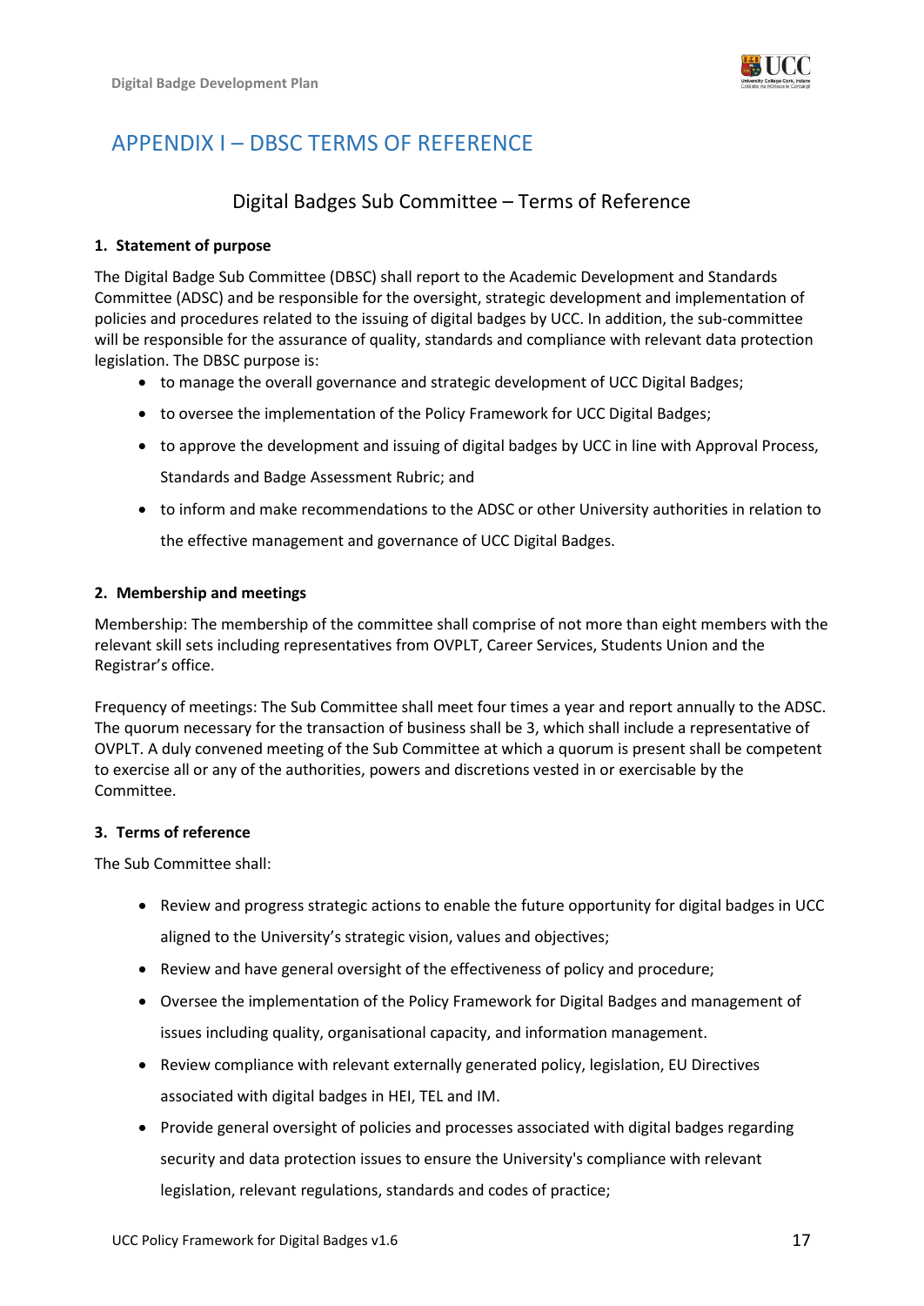# APPENDIX I – DBSC TERMS OF REFERENCE

## Digital Badges Sub Committee – Terms of Reference

**1. Statement of purpose**

The Digital Badge Sub Committee (DBSC) shall report to the Academic Development and Standards Committee (ADSC) and be responsible for the oversight, strategic development and implementation of policies and procedures related to the issuing of digital badges by UCC. In addition, the sub-committee will be responsible for the assurance of quality, standards and compliance with relevant data protection legislation. The DBSC purpose is:

- to manage the overall governance and strategic development of UCC Digital Badges;
- to oversee the implementation of the Policy Framework for UCC Digital Badges;
- to approve the development and issuing of digital badges by UCC in line with Approval Process, Standards and Badge Assessment Rubric; and
- to inform and make recommendations to the ADSC or other University authorities in relation to the effective management and governance of UCC Digital Badges.

**2. Membership and meetings**

Membership: The membership of the committee shall comprise of not more than eight members with the relevant skill sets including representatives from OVPLT, Career Services, Students Union and the Registrar's office.

Frequency of meetings: The Sub Committee shall meet four times a year and report annually to the ADSC. The quorum necessary for the transaction of business shall be 3, which shall include a representative of OVPLT. A duly convened meeting of the Sub Committee at which a quorum is present shall be competent to exercise all or any of the authorities, powers and discretions vested in or exercisable by the Committee.

**3. Terms of reference**

The Sub Committee shall:

- Review and progress strategic actions to enable the future opportunity for digital badges in UCC aligned to the University's strategic vision, values and objectives;
- Review and have general oversight of the effectiveness of policy and procedure;
- Oversee the implementation of the Policy Framework for Digital Badges and management of issues including quality, organisational capacity, and information management.
- Review compliance with relevant externally generated policy, legislation, EU Directives associated with digital badges in HEI, TEL and IM.
- Provide general oversight of policies and processes associated with digital badges regarding security and data protection issues to ensure the University's compliance with relevant legislation, relevant regulations, standards and codes of practice;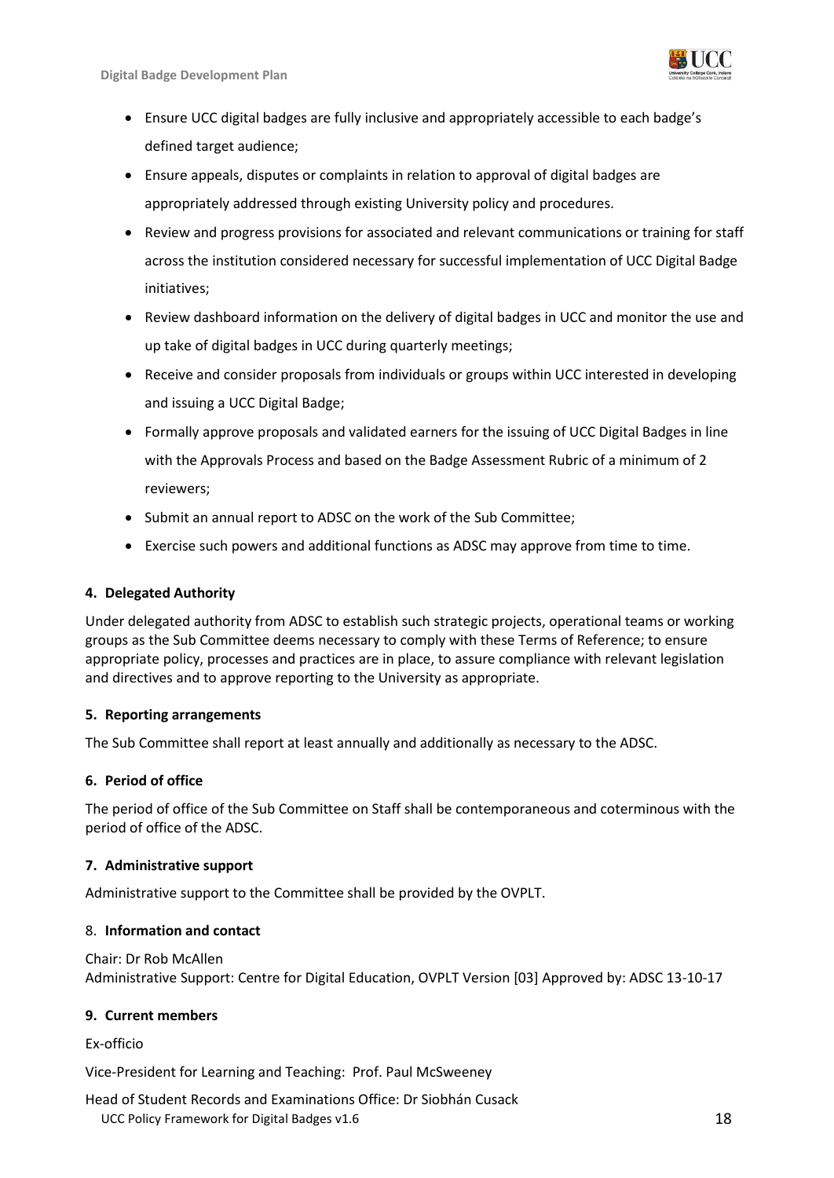- Ensure UCC digital badges are fully inclusive and appropriately accessible to each badge's defined target audience;
- Ensure appeals, disputes or complaints in relation to approval of digital badges are appropriately addressed through existing University policy and procedures.
- Review and progress provisions for associated and relevant communications or training for staff across the institution considered necessary for successful implementation of UCC Digital Badge initiatives;
- Review dashboard information on the delivery of digital badges in UCC and monitor the use and up take of digital badges in UCC during quarterly meetings;
- Receive and consider proposals from individuals or groups within UCC interested in developing and issuing a UCC Digital Badge;
- Formally approve proposals and validated earners for the issuing of UCC Digital Badges in line with the Approvals Process and based on the Badge Assessment Rubric of a minimum of 2 reviewers;
- Submit an annual report to ADSC on the work of the Sub Committee;
- Exercise such powers and additional functions as ADSC may approve from time to time.

#### 4. Delegated Authority

Under delegated authority from ADSC to establish such strategic projects, operational teams or working groups as the Sub Committee deems necessary to comply with these Terms of Reference; to ensure appropriate policy, processes and practices are in place, to assure compliance with relevant legislation and directives and to approve reporting to the University as appropriate.

#### 5. Reporting arrangements

The Sub Committee shall report at least annually and additionally as necessary to the ADSC.

#### 6. Period of office

The period of office of the Sub Committee on Staff shall be contemporaneous and coterminous with the period of office of the ADSC.

#### 7. Administrative support

Administrative support to the Committee shall be provided by the OVPLT.

#### 8. Information and contact

Chair: Dr Rob McAllen
Administrative Support: Centre for Digital Education, OVPLT Version [03] Approved by: ADSC 13-10-17

#### 9. Current members

Ex-officio

Vice-President for Learning and Teaching: Prof. Paul McSweeney

Head of Student Records and Examinations Office: Dr Siobhán Cusack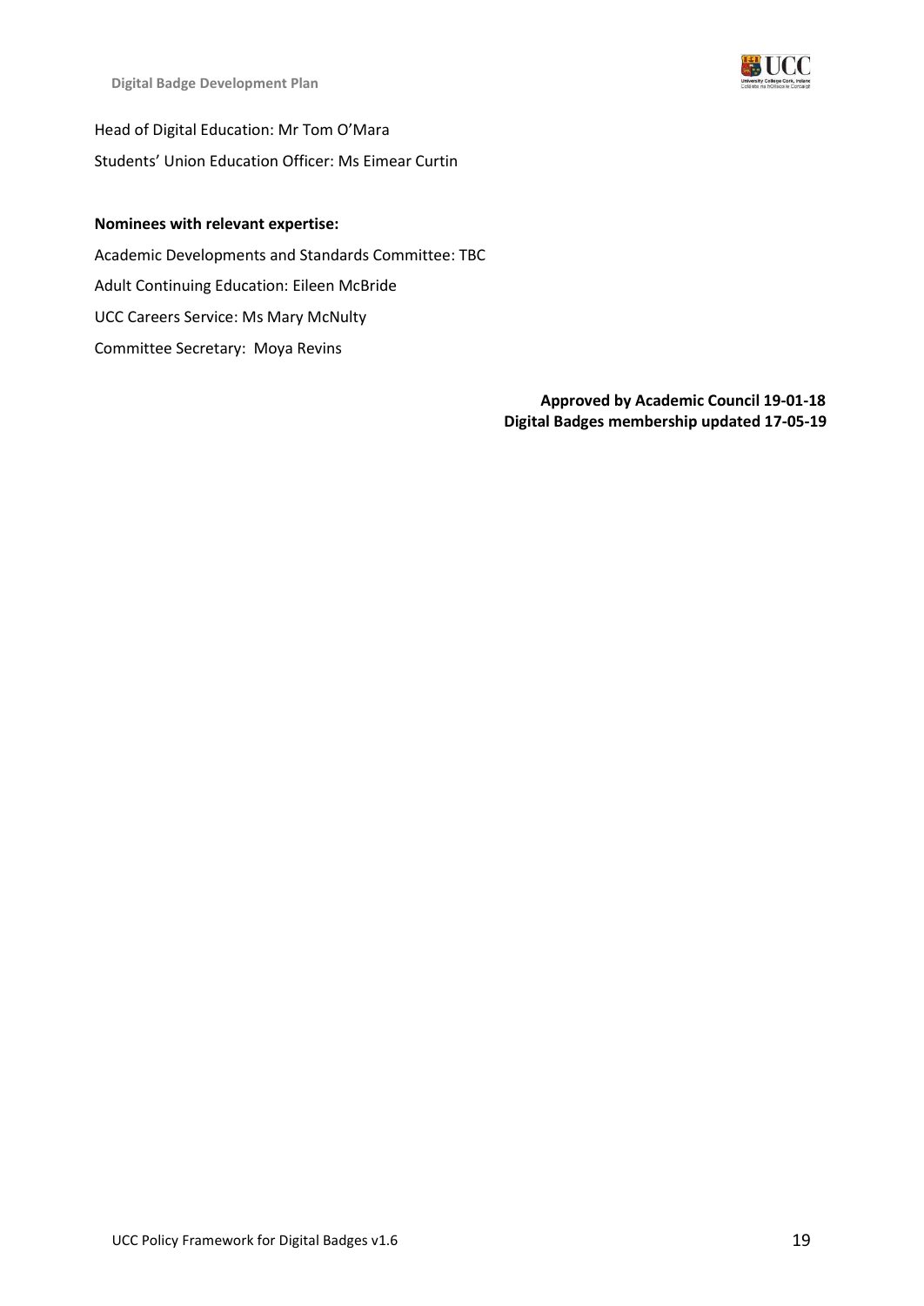Head of Digital Education: Mr Tom O'Mara

Students' Union Education Officer: Ms Eimear Curtin

**Nominees with relevant expertise:**

Academic Developments and Standards Committee: TBC

Adult Continuing Education: Eileen McBride

UCC Careers Service: Ms Mary McNulty

Committee Secretary: Moya Revins

**Approved by Academic Council 19-01-18**
**Digital Badges membership updated 17-05-19**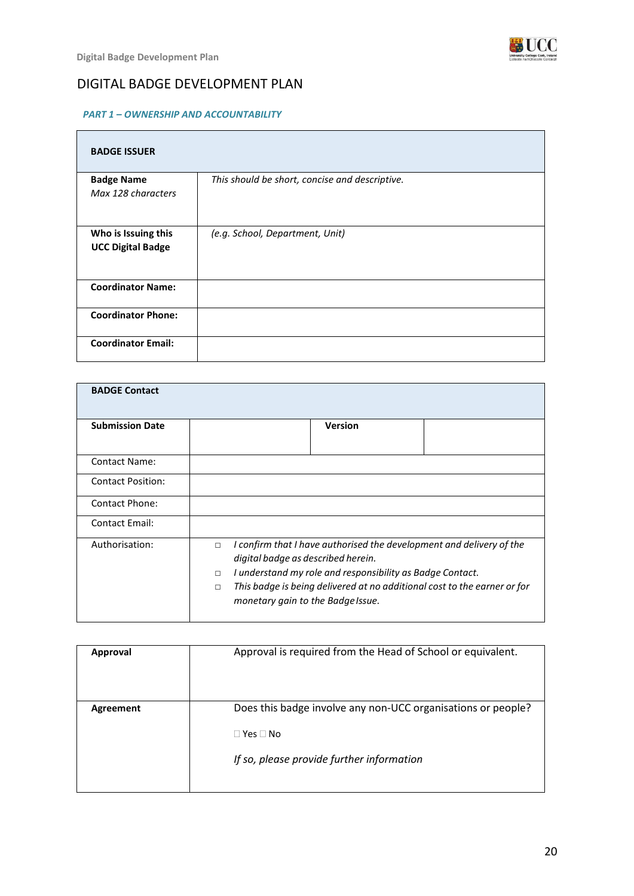# DIGITAL BADGE DEVELOPMENT PLAN

### *PART 1 – OWNERSHIP AND ACCOUNTABILITY*

| **BADGE ISSUER** | |
|---|---|
| **Badge Name** *Max 128 characters* | *This should be short, concise and descriptive.* |
| **Who is Issuing this UCC Digital Badge** | *(e.g. School, Department, Unit)* |
| **Coordinator Name:** | |
| **Coordinator Phone:** | |
| **Coordinator Email:** | |

| **BADGE Contact** | | | |
|---|---|---|---|
| **Submission Date** | | **Version** | |
| Contact Name: | | | |
| Contact Position: | | | |
| Contact Phone: | | | |
| Contact Email: | | | |
| Authorisation: | ☐ *I confirm that I have authorised the development and delivery of the digital badge as described herein.* <br> ☐ *I understand my role and responsibility as Badge Contact.* <br> ☐ *This badge is being delivered at no additional cost to the earner or for monetary gain to the Badge Issue.* | | |

| | |
|---|---|
| **Approval** | Approval is required from the Head of School or equivalent. |
| **Agreement** | Does this badge involve any non-UCC organisations or people? <br> ☐ Yes ☐ No <br> *If so, please provide further information* |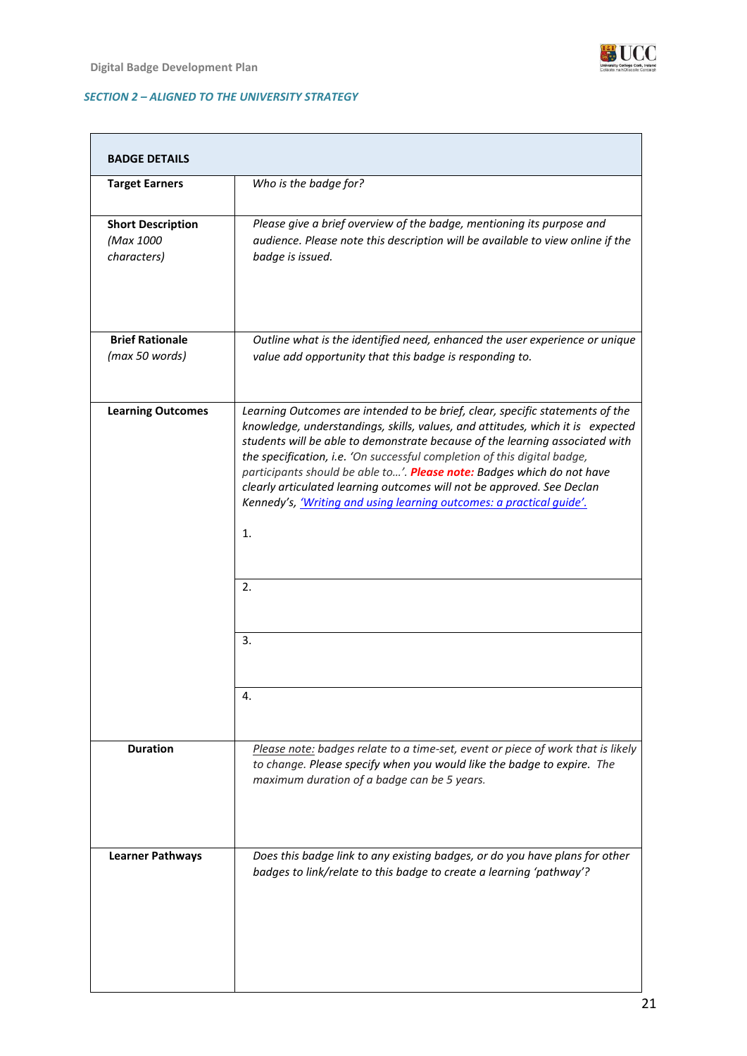*SECTION 2 – ALIGNED TO THE UNIVERSITY STRATEGY*

| **BADGE DETAILS** | |
|---|---|
| **Target Earners** | *Who is the badge for?* |
| **Short Description** *(Max 1000 characters)* | *Please give a brief overview of the badge, mentioning its purpose and audience. Please note this description will be available to view online if the badge is issued.* |
| **Brief Rationale** *(max 50 words)* | *Outline what is the identified need, enhanced the user experience or unique value add opportunity that this badge is responding to.* |
| **Learning Outcomes** | *Learning Outcomes are intended to be brief, clear, specific statements of the knowledge, understandings, skills, values, and attitudes, which it is expected students will be able to demonstrate because of the learning associated with the specification, i.e. 'On successful completion of this digital badge, participants should be able to…'.* ***Please note:*** *Badges which do not have clearly articulated learning outcomes will not be approved. See Declan Kennedy's, ['Writing and using learning outcomes: a practical guide'.]()* <br><br> 1. |
| | 2. |
| | 3. |
| | 4. |
| **Duration** | *Please note: badges relate to a time-set, event or piece of work that is likely to change. Please specify when you would like the badge to expire. The maximum duration of a badge can be 5 years.* |
| **Learner Pathways** | *Does this badge link to any existing badges, or do you have plans for other badges to link/relate to this badge to create a learning 'pathway'?* |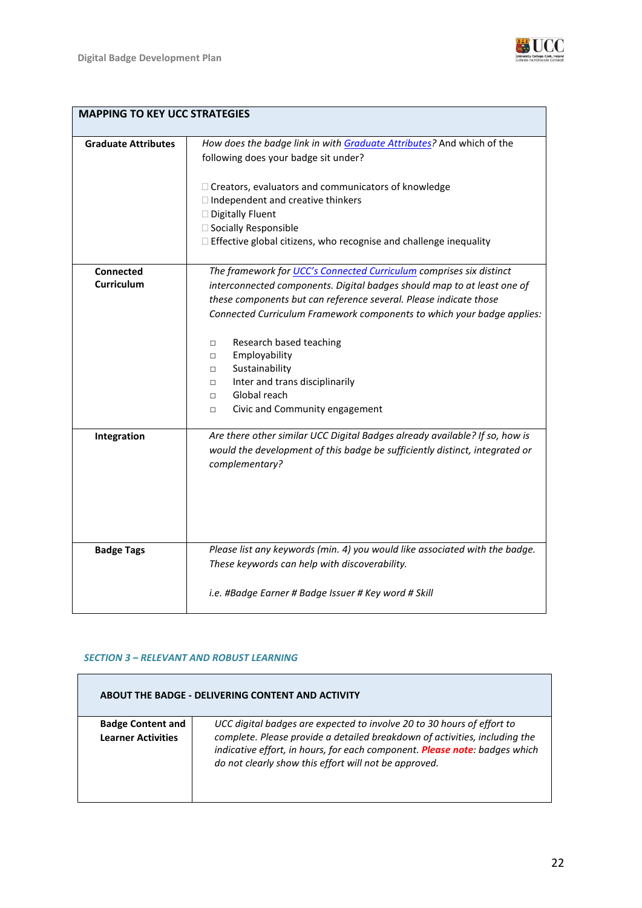| MAPPING TO KEY UCC STRATEGIES | |
|---|---|
| **Graduate Attributes** | *How does the badge link in with Graduate Attributes?* And which of the following does your badge sit under?<br><br>☐ Creators, evaluators and communicators of knowledge<br>☐ Independent and creative thinkers<br>☐ Digitally Fluent<br>☐ Socially Responsible<br>☐ Effective global citizens, who recognise and challenge inequality |
| **Connected Curriculum** | *The framework for UCC's Connected Curriculum comprises six distinct interconnected components. Digital badges should map to at least one of these components but can reference several. Please indicate those Connected Curriculum Framework components to which your badge applies:*<br><br>☐ Research based teaching<br>☐ Employability<br>☐ Sustainability<br>☐ Inter and trans disciplinarily<br>☐ Global reach<br>☐ Civic and Community engagement |
| **Integration** | *Are there other similar UCC Digital Badges already available? If so, how is would the development of this badge be sufficiently distinct, integrated or complementary?* |
| **Badge Tags** | *Please list any keywords (min. 4) you would like associated with the badge. These keywords can help with discoverability.*<br><br>*i.e. #Badge Earner # Badge Issuer # Key word # Skill* |

### *SECTION 3 – RELEVANT AND ROBUST LEARNING*

| ABOUT THE BADGE - DELIVERING CONTENT AND ACTIVITY | |
|---|---|
| **Badge Content and Learner Activities** | *UCC digital badges are expected to involve 20 to 30 hours of effort to complete. Please provide a detailed breakdown of activities, including the indicative effort, in hours, for each component.* ***Please note****: badges which do not clearly show this effort will not be approved.* |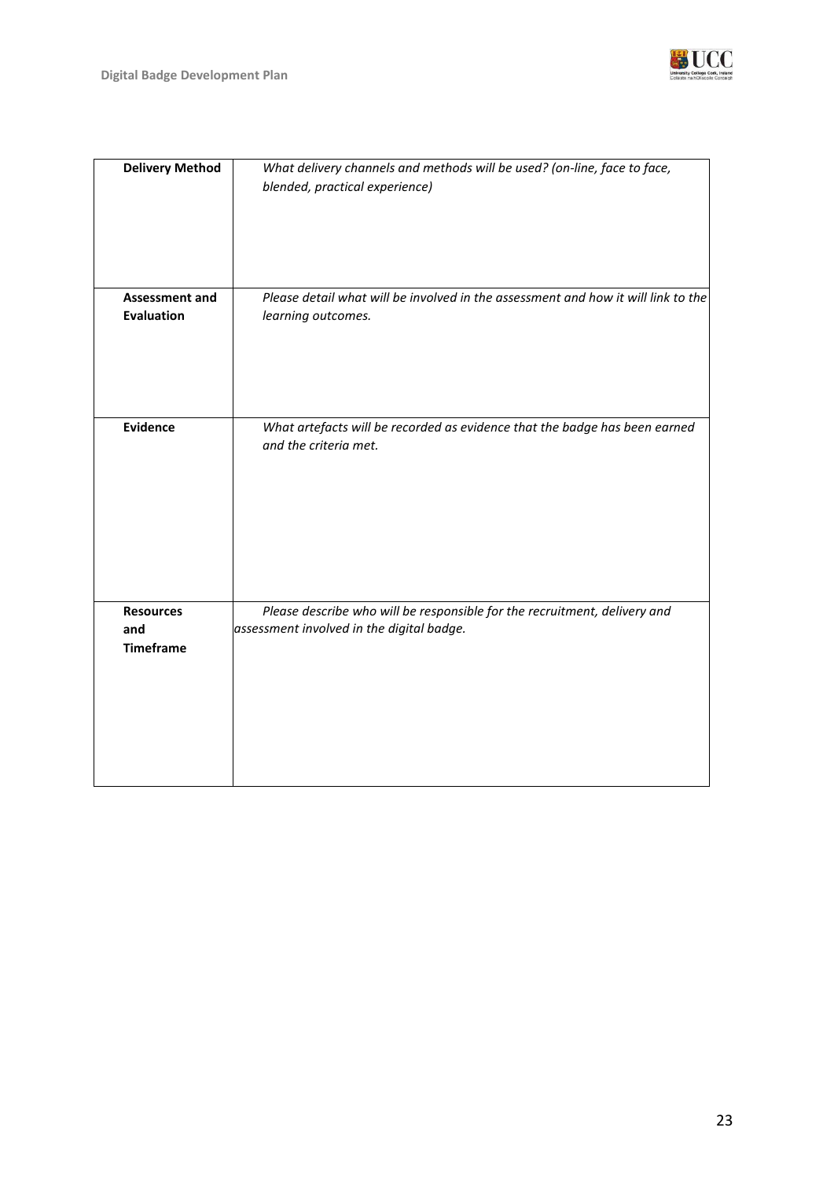| | |
|---|---|
| **Delivery Method** | *What delivery channels and methods will be used? (on-line, face to face, blended, practical experience)* |
| **Assessment and Evaluation** | *Please detail what will be involved in the assessment and how it will link to the learning outcomes.* |
| **Evidence** | *What artefacts will be recorded as evidence that the badge has been earned and the criteria met.* |
| **Resources and Timeframe** | *Please describe who will be responsible for the recruitment, delivery and assessment involved in the digital badge.* |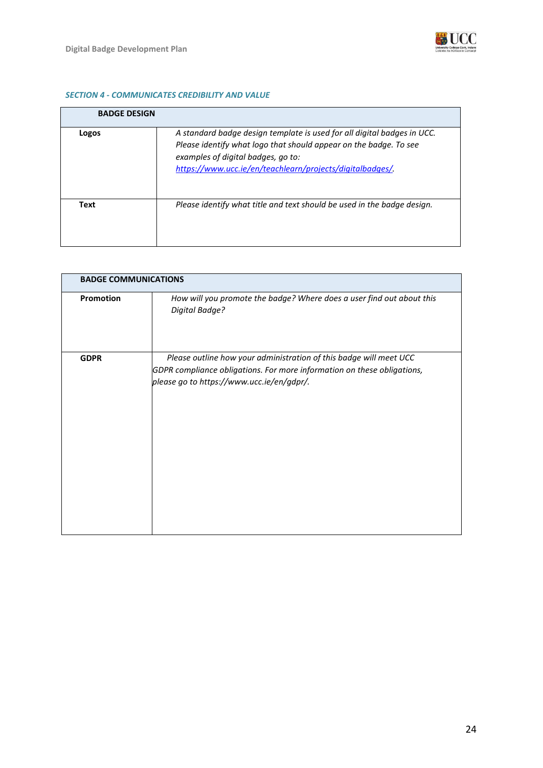### *SECTION 4 - COMMUNICATES CREDIBILITY AND VALUE*

| **BADGE DESIGN** | |
|---|---|
| **Logos** | *A standard badge design template is used for all digital badges in UCC. Please identify what logo that should appear on the badge. To see examples of digital badges, go to: [https://www.ucc.ie/en/teachlearn/projects/digitalbadges/](https://www.ucc.ie/en/teachlearn/projects/digitalbadges/).* |
| **Text** | *Please identify what title and text should be used in the badge design.* |

| **BADGE COMMUNICATIONS** | |
|---|---|
| **Promotion** | *How will you promote the badge? Where does a user find out about this Digital Badge?* |
| **GDPR** | *Please outline how your administration of this badge will meet UCC GDPR compliance obligations. For more information on these obligations, please go to https://www.ucc.ie/en/gdpr/.* |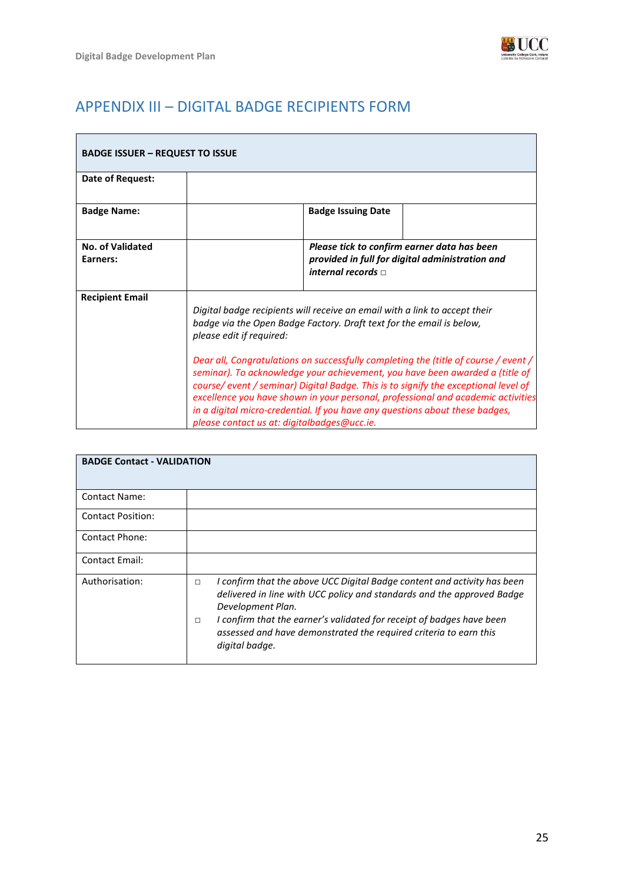## APPENDIX III – DIGITAL BADGE RECIPIENTS FORM

| **BADGE ISSUER – REQUEST TO ISSUE** | | | |
|---|---|---|---|
| **Date of Request:** | | | |
| **Badge Name:** | | **Badge Issuing Date** | |
| **No. of Validated Earners:** | | ***Please tick to confirm earner data has been provided in full for digital administration and internal records*** □ | |
| **Recipient Email** | *Digital badge recipients will receive an email with a link to accept their badge via the Open Badge Factory. Draft text for the email is below, please edit if required:*<br><br>*Dear all, Congratulations on successfully completing the (title of course / event / seminar). To acknowledge your achievement, you have been awarded a (title of course/ event / seminar) Digital Badge. This is to signify the exceptional level of excellence you have shown in your personal, professional and academic activities in a digital micro-credential. If you have any questions about these badges, please contact us at: digitalbadges@ucc.ie.* | | |

| **BADGE Contact - VALIDATION** | |
|---|---|
| Contact Name: | |
| Contact Position: | |
| Contact Phone: | |
| Contact Email: | |
| Authorisation: | □ *I confirm that the above UCC Digital Badge content and activity has been delivered in line with UCC policy and standards and the approved Badge Development Plan.*<br>□ *I confirm that the earner's validated for receipt of badges have been assessed and have demonstrated the required criteria to earn this digital badge.* |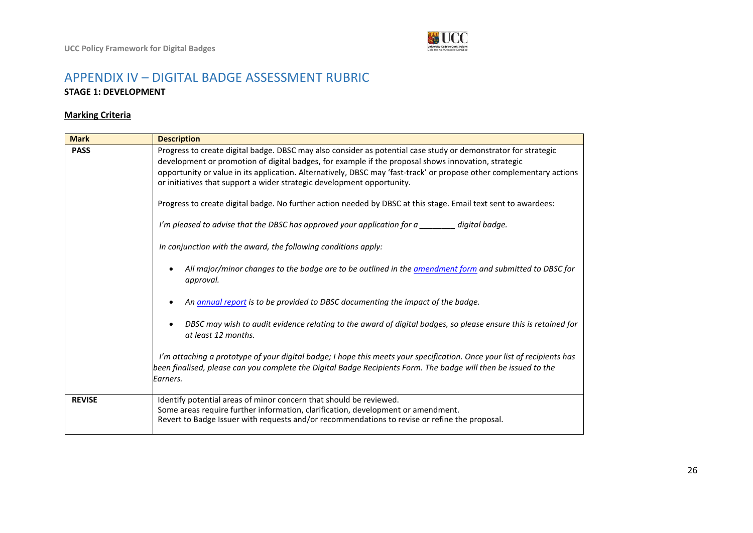# APPENDIX IV – DIGITAL BADGE ASSESSMENT RUBRIC

**STAGE 1: DEVELOPMENT**

**Marking Criteria**

| Mark | Description |
|---|---|
| **PASS** | Progress to create digital badge. DBSC may also consider as potential case study or demonstrator for strategic development or promotion of digital badges, for example if the proposal shows innovation, strategic opportunity or value in its application. Alternatively, DBSC may 'fast-track' or propose other complementary actions or initiatives that support a wider strategic development opportunity.<br><br>Progress to create digital badge. No further action needed by DBSC at this stage. Email text sent to awardees:<br><br>*I'm pleased to advise that the DBSC has approved your application for a ________ digital badge.*<br><br>*In conjunction with the award, the following conditions apply:*<br><br>• *All major/minor changes to the badge are to be outlined in the amendment form and submitted to DBSC for approval.*<br><br>• *An annual report is to be provided to DBSC documenting the impact of the badge.*<br><br>• *DBSC may wish to audit evidence relating to the award of digital badges, so please ensure this is retained for at least 12 months.*<br><br>*I'm attaching a prototype of your digital badge; I hope this meets your specification. Once your list of recipients has been finalised, please can you complete the Digital Badge Recipients Form. The badge will then be issued to the Earners.* |
| **REVISE** | Identify potential areas of minor concern that should be reviewed.<br>Some areas require further information, clarification, development or amendment.<br>Revert to Badge Issuer with requests and/or recommendations to revise or refine the proposal. |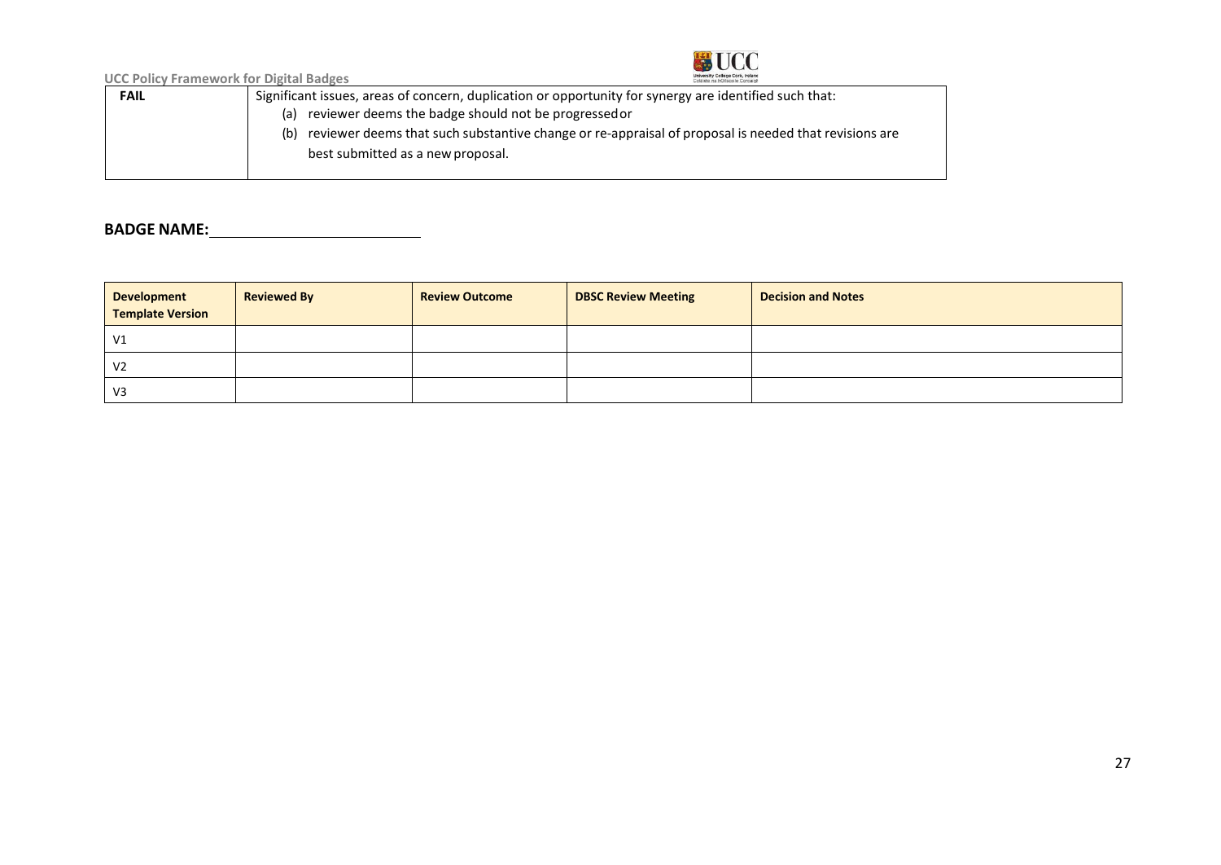| FAIL | Significant issues, areas of concern, duplication or opportunity for synergy are identified such that:<br>(a) reviewer deems the badge should not be progressed or<br>(b) reviewer deems that such substantive change or re-appraisal of proposal is needed that revisions are best submitted as a new proposal. |
|---|---|

**BADGE NAME:** ____________________________

| Development Template Version | Reviewed By | Review Outcome | DBSC Review Meeting | Decision and Notes |
|---|---|---|---|---|
| V1 | | | | |
| V2 | | | | |
| V3 | | | | |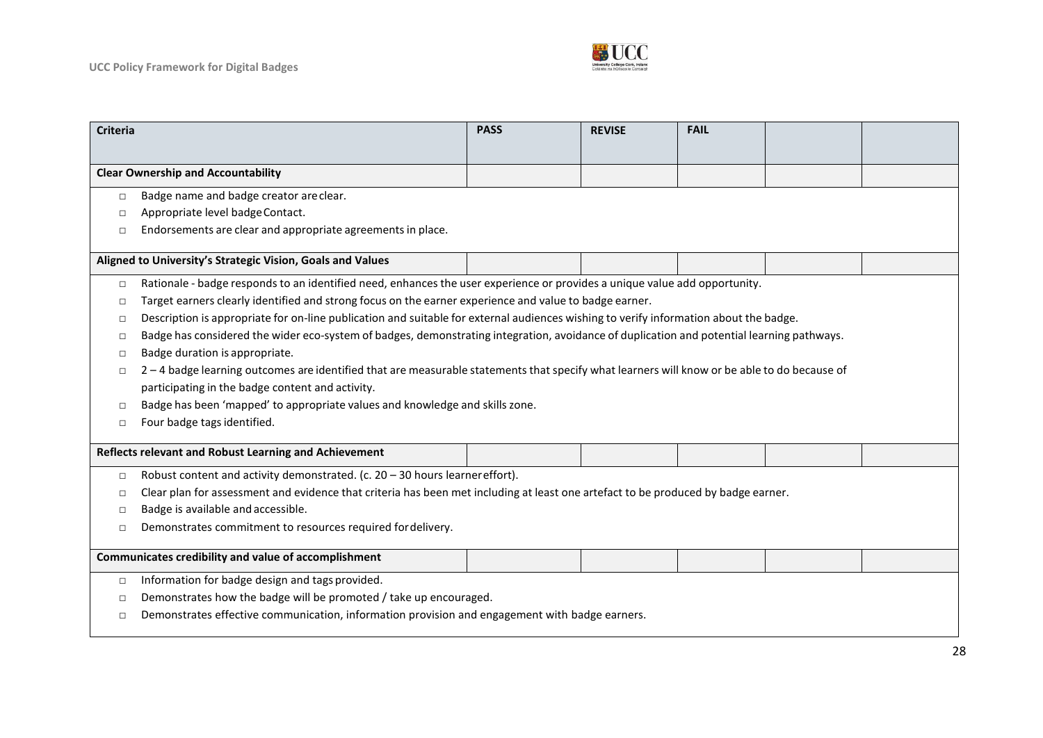| Criteria | PASS | REVISE | FAIL | | |
|---|---|---|---|---|---|
| **Clear Ownership and Accountability** | | | | | |
| □ Badge name and badge creator are clear.<br>□ Appropriate level badge Contact.<br>□ Endorsements are clear and appropriate agreements in place. | | | | | |
| **Aligned to University's Strategic Vision, Goals and Values** | | | | | |
| □ Rationale - badge responds to an identified need, enhances the user experience or provides a unique value add opportunity.<br>□ Target earners clearly identified and strong focus on the earner experience and value to badge earner.<br>□ Description is appropriate for on-line publication and suitable for external audiences wishing to verify information about the badge.<br>□ Badge has considered the wider eco-system of badges, demonstrating integration, avoidance of duplication and potential learning pathways.<br>□ Badge duration is appropriate.<br>□ 2 – 4 badge learning outcomes are identified that are measurable statements that specify what learners will know or be able to do because of participating in the badge content and activity.<br>□ Badge has been 'mapped' to appropriate values and knowledge and skills zone.<br>□ Four badge tags identified. | | | | | |
| **Reflects relevant and Robust Learning and Achievement** | | | | | |
| □ Robust content and activity demonstrated. (c. 20 – 30 hours learner effort).<br>□ Clear plan for assessment and evidence that criteria has been met including at least one artefact to be produced by badge earner.<br>□ Badge is available and accessible.<br>□ Demonstrates commitment to resources required for delivery. | | | | | |
| **Communicates credibility and value of accomplishment** | | | | | |
| □ Information for badge design and tags provided.<br>□ Demonstrates how the badge will be promoted / take up encouraged.<br>□ Demonstrates effective communication, information provision and engagement with badge earners. | | | | | |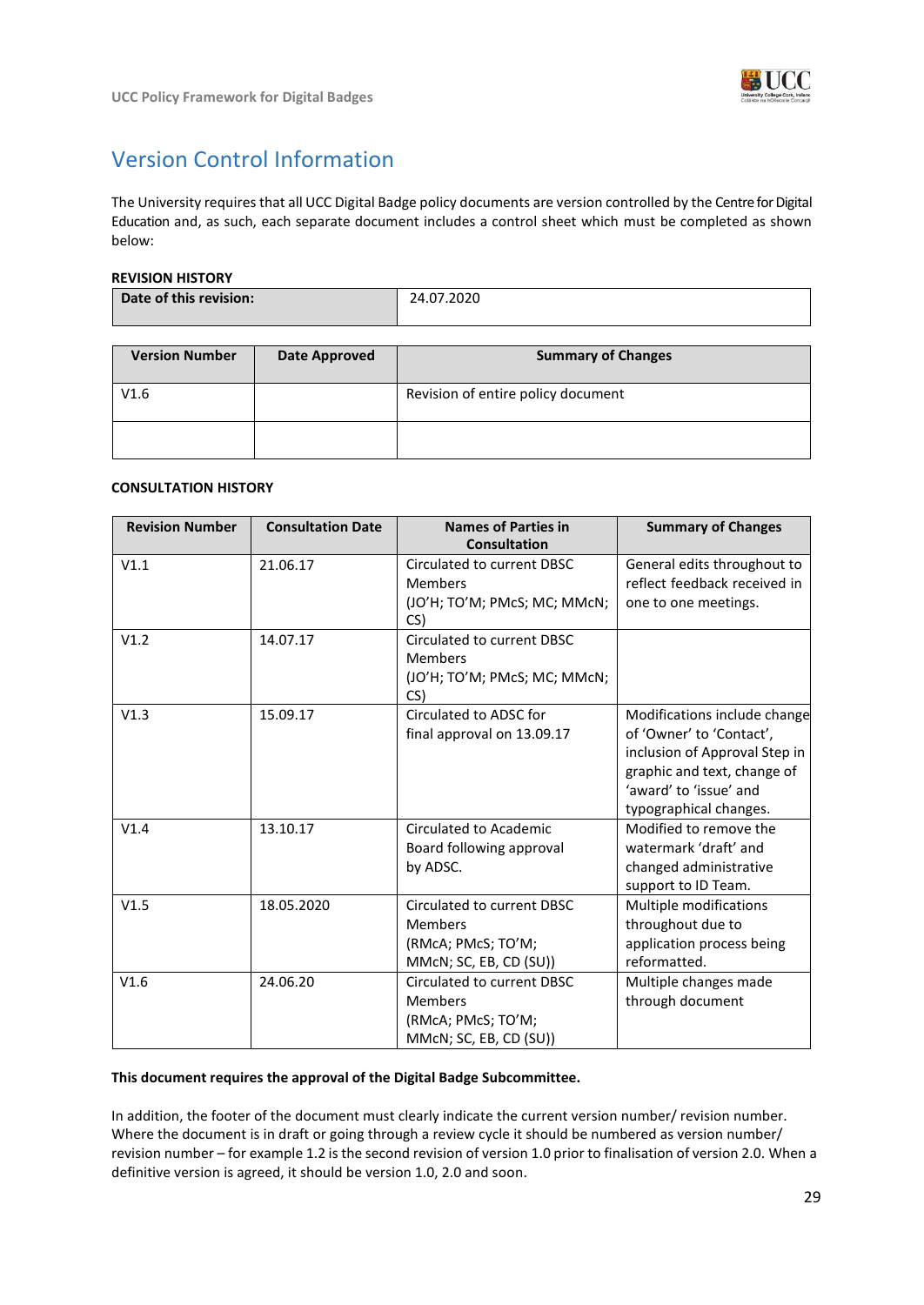# Version Control Information

The University requires that all UCC Digital Badge policy documents are version controlled by the Centre for Digital Education and, as such, each separate document includes a control sheet which must be completed as shown below:

**REVISION HISTORY**

| **Date of this revision:** | 24.07.2020 |
|---|---|

| **Version Number** | **Date Approved** | **Summary of Changes** |
|---|---|---|
| V1.6 | | Revision of entire policy document |
| | | |

**CONSULTATION HISTORY**

| **Revision Number** | **Consultation Date** | **Names of Parties in Consultation** | **Summary of Changes** |
|---|---|---|---|
| V1.1 | 21.06.17 | Circulated to current DBSC Members (JO'H; TO'M; PMcS; MC; MMcN; CS) | General edits throughout to reflect feedback received in one to one meetings. |
| V1.2 | 14.07.17 | Circulated to current DBSC Members (JO'H; TO'M; PMcS; MC; MMcN; CS) | |
| V1.3 | 15.09.17 | Circulated to ADSC for final approval on 13.09.17 | Modifications include change of 'Owner' to 'Contact', inclusion of Approval Step in graphic and text, change of 'award' to 'issue' and typographical changes. |
| V1.4 | 13.10.17 | Circulated to Academic Board following approval by ADSC. | Modified to remove the watermark 'draft' and changed administrative support to ID Team. |
| V1.5 | 18.05.2020 | Circulated to current DBSC Members (RMcA; PMcS; TO'M; MMcN; SC, EB, CD (SU)) | Multiple modifications throughout due to application process being reformatted. |
| V1.6 | 24.06.20 | Circulated to current DBSC Members (RMcA; PMcS; TO'M; MMcN; SC, EB, CD (SU)) | Multiple changes made through document |

**This document requires the approval of the Digital Badge Subcommittee.**

In addition, the footer of the document must clearly indicate the current version number/ revision number. Where the document is in draft or going through a review cycle it should be numbered as version number/ revision number – for example 1.2 is the second revision of version 1.0 prior to finalisation of version 2.0. When a definitive version is agreed, it should be version 1.0, 2.0 and soon.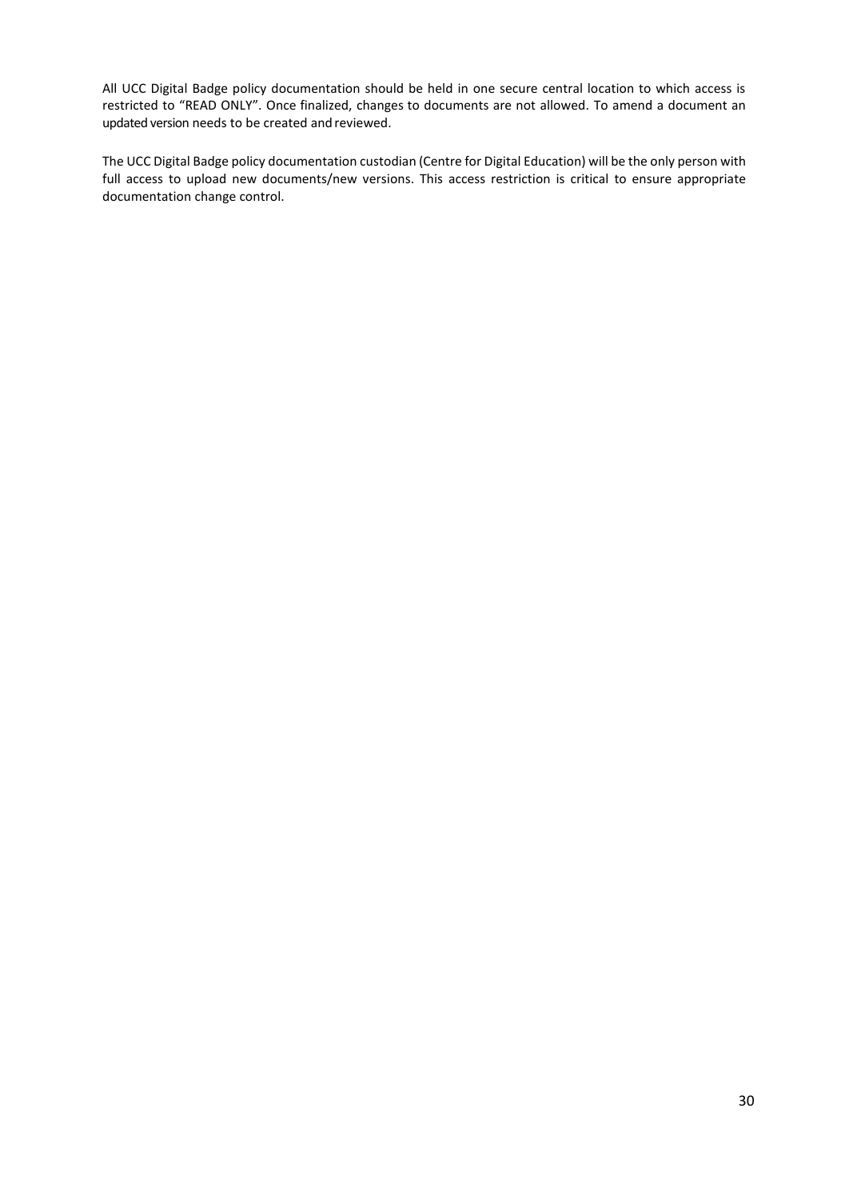All UCC Digital Badge policy documentation should be held in one secure central location to which access is restricted to "READ ONLY". Once finalized, changes to documents are not allowed. To amend a document an updated version needs to be created and reviewed.

The UCC Digital Badge policy documentation custodian (Centre for Digital Education) will be the only person with full access to upload new documents/new versions. This access restriction is critical to ensure appropriate documentation change control.